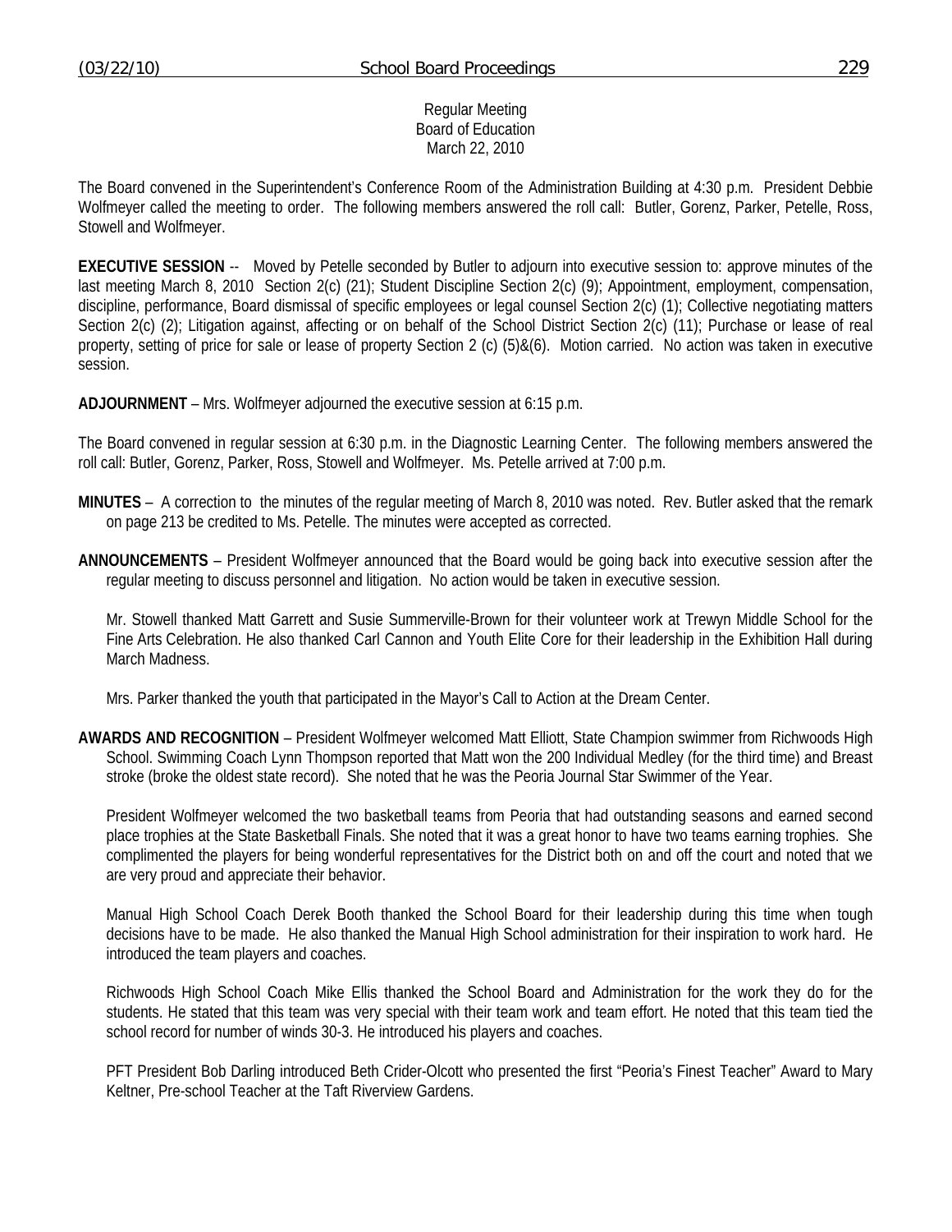Regular Meeting
Board of Education
March 22, 2010

The Board convened in the Superintendent's Conference Room of the Administration Building at 4:30 p.m. President Debbie Wolfmeyer called the meeting to order. The following members answered the roll call: Butler, Gorenz, Parker, Petelle, Ross, Stowell and Wolfmeyer.

**EXECUTIVE SESSION** -- Moved by Petelle seconded by Butler to adjourn into executive session to: approve minutes of the last meeting March 8, 2010 Section 2(c) (21); Student Discipline Section 2(c) (9); Appointment, employment, compensation, discipline, performance, Board dismissal of specific employees or legal counsel Section 2(c) (1); Collective negotiating matters Section 2(c) (2); Litigation against, affecting or on behalf of the School District Section 2(c) (11); Purchase or lease of real property, setting of price for sale or lease of property Section 2 (c) (5)&(6). Motion carried. No action was taken in executive session.

**ADJOURNMENT** – Mrs. Wolfmeyer adjourned the executive session at 6:15 p.m.

The Board convened in regular session at 6:30 p.m. in the Diagnostic Learning Center. The following members answered the roll call: Butler, Gorenz, Parker, Ross, Stowell and Wolfmeyer. Ms. Petelle arrived at 7:00 p.m.

**MINUTES** – A correction to the minutes of the regular meeting of March 8, 2010 was noted. Rev. Butler asked that the remark on page 213 be credited to Ms. Petelle. The minutes were accepted as corrected.

**ANNOUNCEMENTS** – President Wolfmeyer announced that the Board would be going back into executive session after the regular meeting to discuss personnel and litigation. No action would be taken in executive session.

Mr. Stowell thanked Matt Garrett and Susie Summerville-Brown for their volunteer work at Trewyn Middle School for the Fine Arts Celebration. He also thanked Carl Cannon and Youth Elite Core for their leadership in the Exhibition Hall during March Madness.

Mrs. Parker thanked the youth that participated in the Mayor's Call to Action at the Dream Center.

**AWARDS AND RECOGNITION** – President Wolfmeyer welcomed Matt Elliott, State Champion swimmer from Richwoods High School. Swimming Coach Lynn Thompson reported that Matt won the 200 Individual Medley (for the third time) and Breast stroke (broke the oldest state record). She noted that he was the Peoria Journal Star Swimmer of the Year.

President Wolfmeyer welcomed the two basketball teams from Peoria that had outstanding seasons and earned second place trophies at the State Basketball Finals. She noted that it was a great honor to have two teams earning trophies. She complimented the players for being wonderful representatives for the District both on and off the court and noted that we are very proud and appreciate their behavior.

Manual High School Coach Derek Booth thanked the School Board for their leadership during this time when tough decisions have to be made. He also thanked the Manual High School administration for their inspiration to work hard. He introduced the team players and coaches.

Richwoods High School Coach Mike Ellis thanked the School Board and Administration for the work they do for the students. He stated that this team was very special with their team work and team effort. He noted that this team tied the school record for number of winds 30-3. He introduced his players and coaches.

PFT President Bob Darling introduced Beth Crider-Olcott who presented the first "Peoria's Finest Teacher" Award to Mary Keltner, Pre-school Teacher at the Taft Riverview Gardens.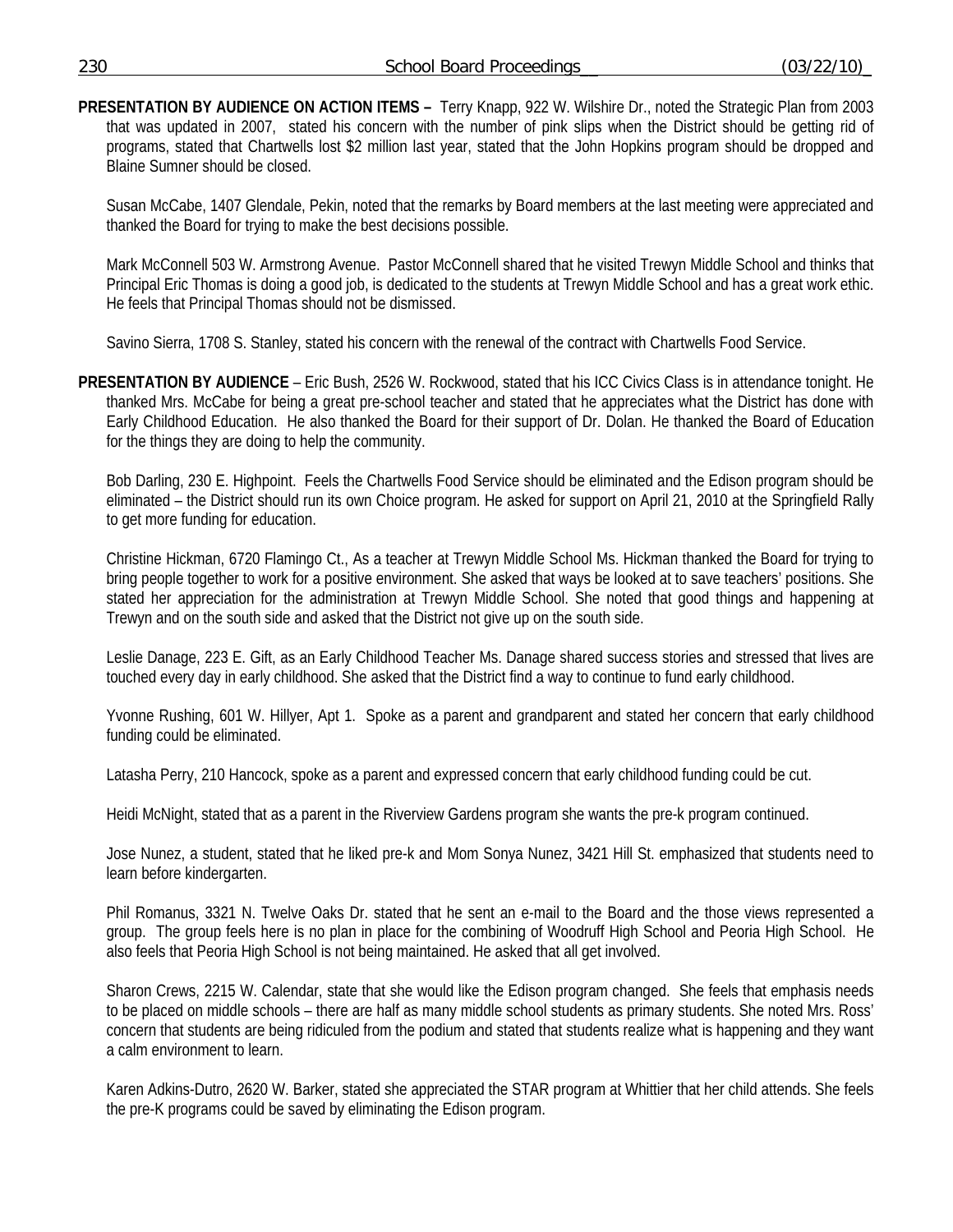**PRESENTATION BY AUDIENCE ON ACTION ITEMS –** Terry Knapp, 922 W. Wilshire Dr., noted the Strategic Plan from 2003 that was updated in 2007, stated his concern with the number of pink slips when the District should be getting rid of programs, stated that Chartwells lost $2 million last year, stated that the John Hopkins program should be dropped and Blaine Sumner should be closed.

Susan McCabe, 1407 Glendale, Pekin, noted that the remarks by Board members at the last meeting were appreciated and thanked the Board for trying to make the best decisions possible.

Mark McConnell 503 W. Armstrong Avenue. Pastor McConnell shared that he visited Trewyn Middle School and thinks that Principal Eric Thomas is doing a good job, is dedicated to the students at Trewyn Middle School and has a great work ethic. He feels that Principal Thomas should not be dismissed.

Savino Sierra, 1708 S. Stanley, stated his concern with the renewal of the contract with Chartwells Food Service.

**PRESENTATION BY AUDIENCE** – Eric Bush, 2526 W. Rockwood, stated that his ICC Civics Class is in attendance tonight. He thanked Mrs. McCabe for being a great pre-school teacher and stated that he appreciates what the District has done with Early Childhood Education. He also thanked the Board for their support of Dr. Dolan. He thanked the Board of Education for the things they are doing to help the community.

Bob Darling, 230 E. Highpoint. Feels the Chartwells Food Service should be eliminated and the Edison program should be eliminated – the District should run its own Choice program. He asked for support on April 21, 2010 at the Springfield Rally to get more funding for education.

Christine Hickman, 6720 Flamingo Ct., As a teacher at Trewyn Middle School Ms. Hickman thanked the Board for trying to bring people together to work for a positive environment. She asked that ways be looked at to save teachers' positions. She stated her appreciation for the administration at Trewyn Middle School. She noted that good things and happening at Trewyn and on the south side and asked that the District not give up on the south side.

Leslie Danage, 223 E. Gift, as an Early Childhood Teacher Ms. Danage shared success stories and stressed that lives are touched every day in early childhood. She asked that the District find a way to continue to fund early childhood.

Yvonne Rushing, 601 W. Hillyer, Apt 1. Spoke as a parent and grandparent and stated her concern that early childhood funding could be eliminated.

Latasha Perry, 210 Hancock, spoke as a parent and expressed concern that early childhood funding could be cut.

Heidi McNight, stated that as a parent in the Riverview Gardens program she wants the pre-k program continued.

Jose Nunez, a student, stated that he liked pre-k and Mom Sonya Nunez, 3421 Hill St. emphasized that students need to learn before kindergarten.

Phil Romanus, 3321 N. Twelve Oaks Dr. stated that he sent an e-mail to the Board and the those views represented a group. The group feels here is no plan in place for the combining of Woodruff High School and Peoria High School. He also feels that Peoria High School is not being maintained. He asked that all get involved.

Sharon Crews, 2215 W. Calendar, state that she would like the Edison program changed. She feels that emphasis needs to be placed on middle schools – there are half as many middle school students as primary students. She noted Mrs. Ross' concern that students are being ridiculed from the podium and stated that students realize what is happening and they want a calm environment to learn.

Karen Adkins-Dutro, 2620 W. Barker, stated she appreciated the STAR program at Whittier that her child attends. She feels the pre-K programs could be saved by eliminating the Edison program.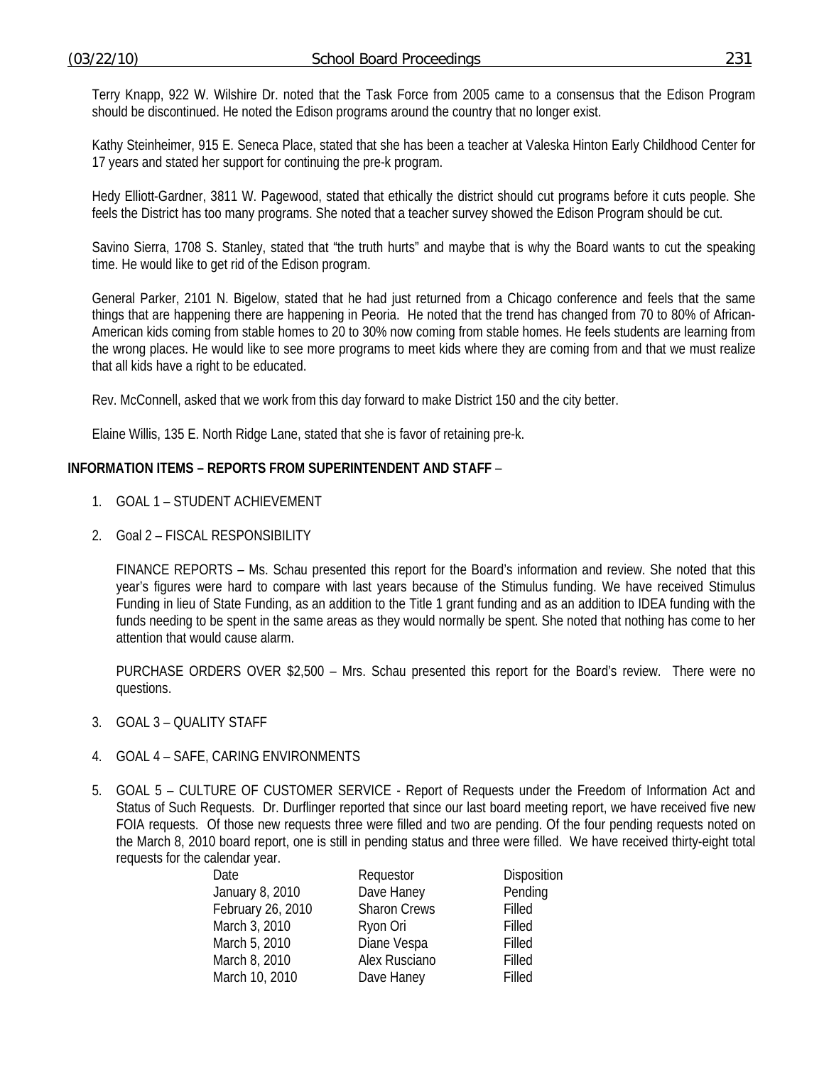Terry Knapp, 922 W. Wilshire Dr. noted that the Task Force from 2005 came to a consensus that the Edison Program should be discontinued. He noted the Edison programs around the country that no longer exist.

Kathy Steinheimer, 915 E. Seneca Place, stated that she has been a teacher at Valeska Hinton Early Childhood Center for 17 years and stated her support for continuing the pre-k program.

Hedy Elliott-Gardner, 3811 W. Pagewood, stated that ethically the district should cut programs before it cuts people. She feels the District has too many programs. She noted that a teacher survey showed the Edison Program should be cut.

Savino Sierra, 1708 S. Stanley, stated that "the truth hurts" and maybe that is why the Board wants to cut the speaking time. He would like to get rid of the Edison program.

General Parker, 2101 N. Bigelow, stated that he had just returned from a Chicago conference and feels that the same things that are happening there are happening in Peoria. He noted that the trend has changed from 70 to 80% of African-American kids coming from stable homes to 20 to 30% now coming from stable homes. He feels students are learning from the wrong places. He would like to see more programs to meet kids where they are coming from and that we must realize that all kids have a right to be educated.

Rev. McConnell, asked that we work from this day forward to make District 150 and the city better.

Elaine Willis, 135 E. North Ridge Lane, stated that she is favor of retaining pre-k.

**INFORMATION ITEMS – REPORTS FROM SUPERINTENDENT AND STAFF** –

1. GOAL 1 – STUDENT ACHIEVEMENT

2. Goal 2 – FISCAL RESPONSIBILITY

   FINANCE REPORTS – Ms. Schau presented this report for the Board's information and review. She noted that this year's figures were hard to compare with last years because of the Stimulus funding. We have received Stimulus Funding in lieu of State Funding, as an addition to the Title 1 grant funding and as an addition to IDEA funding with the funds needing to be spent in the same areas as they would normally be spent. She noted that nothing has come to her attention that would cause alarm.

   PURCHASE ORDERS OVER $2,500 – Mrs. Schau presented this report for the Board's review. There were no questions.

3. GOAL 3 – QUALITY STAFF

4. GOAL 4 – SAFE, CARING ENVIRONMENTS

5. GOAL 5 – CULTURE OF CUSTOMER SERVICE - Report of Requests under the Freedom of Information Act and Status of Such Requests. Dr. Durflinger reported that since our last board meeting report, we have received five new FOIA requests. Of those new requests three were filled and two are pending. Of the four pending requests noted on the March 8, 2010 board report, one is still in pending status and three were filled. We have received thirty-eight total requests for the calendar year.

| Date | Requestor | Disposition |
|---|---|---|
| January 8, 2010 | Dave Haney | Pending |
| February 26, 2010 | Sharon Crews | Filled |
| March 3, 2010 | Ryon Ori | Filled |
| March 5, 2010 | Diane Vespa | Filled |
| March 8, 2010 | Alex Rusciano | Filled |
| March 10, 2010 | Dave Haney | Filled |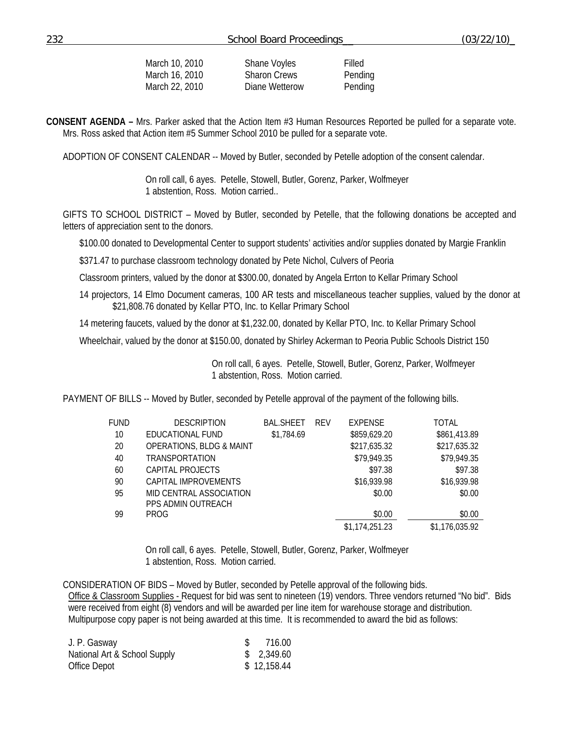| | | |
|---|---|---|
| March 10, 2010 | Shane Voyles | Filled |
| March 16, 2010 | Sharon Crews | Pending |
| March 22, 2010 | Diane Wetterow | Pending |

**CONSENT AGENDA –** Mrs. Parker asked that the Action Item #3 Human Resources Reported be pulled for a separate vote. Mrs. Ross asked that Action item #5 Summer School 2010 be pulled for a separate vote.

ADOPTION OF CONSENT CALENDAR -- Moved by Butler, seconded by Petelle adoption of the consent calendar.

On roll call, 6 ayes. Petelle, Stowell, Butler, Gorenz, Parker, Wolfmeyer
1 abstention, Ross. Motion carried..

GIFTS TO SCHOOL DISTRICT – Moved by Butler, seconded by Petelle, that the following donations be accepted and letters of appreciation sent to the donors.

$100.00 donated to Developmental Center to support students' activities and/or supplies donated by Margie Franklin

$371.47 to purchase classroom technology donated by Pete Nichol, Culvers of Peoria

Classroom printers, valued by the donor at $300.00, donated by Angela Errton to Kellar Primary School

14 projectors, 14 Elmo Document cameras, 100 AR tests and miscellaneous teacher supplies, valued by the donor at $21,808.76 donated by Kellar PTO, Inc. to Kellar Primary School

14 metering faucets, valued by the donor at $1,232.00, donated by Kellar PTO, Inc. to Kellar Primary School

Wheelchair, valued by the donor at $150.00, donated by Shirley Ackerman to Peoria Public Schools District 150

On roll call, 6 ayes. Petelle, Stowell, Butler, Gorenz, Parker, Wolfmeyer
1 abstention, Ross. Motion carried.

PAYMENT OF BILLS -- Moved by Butler, seconded by Petelle approval of the payment of the following bills.

| FUND | DESCRIPTION | BAL.SHEET | REV | EXPENSE | TOTAL |
|---|---|---|---|---|---|
| 10 | EDUCATIONAL FUND | $1,784.69 | | $859,629.20 | $861,413.89 |
| 20 | OPERATIONS, BLDG & MAINT | | | $217,635.32 | $217,635.32 |
| 40 | TRANSPORTATION | | | $79,949.35 | $79,949.35 |
| 60 | CAPITAL PROJECTS | | | $97.38 | $97.38 |
| 90 | CAPITAL IMPROVEMENTS | | | $16,939.98 | $16,939.98 |
| 95 | MID CENTRAL ASSOCIATION | | | $0.00 | $0.00 |
| 99 | PPS ADMIN OUTREACH PROG | | | $0.00 | $0.00 |
| | | | | $1,174,251.23 | $1,176,035.92 |

On roll call, 6 ayes. Petelle, Stowell, Butler, Gorenz, Parker, Wolfmeyer
1 abstention, Ross. Motion carried.

CONSIDERATION OF BIDS – Moved by Butler, seconded by Petelle approval of the following bids.

Office & Classroom Supplies - Request for bid was sent to nineteen (19) vendors. Three vendors returned "No bid". Bids were received from eight (8) vendors and will be awarded per line item for warehouse storage and distribution. Multipurpose copy paper is not being awarded at this time. It is recommended to award the bid as follows:

| | |
|---|---|
| J. P. Gasway | $ 716.00 |
| National Art & School Supply | $ 2,349.60 |
| Office Depot | $ 12,158.44 |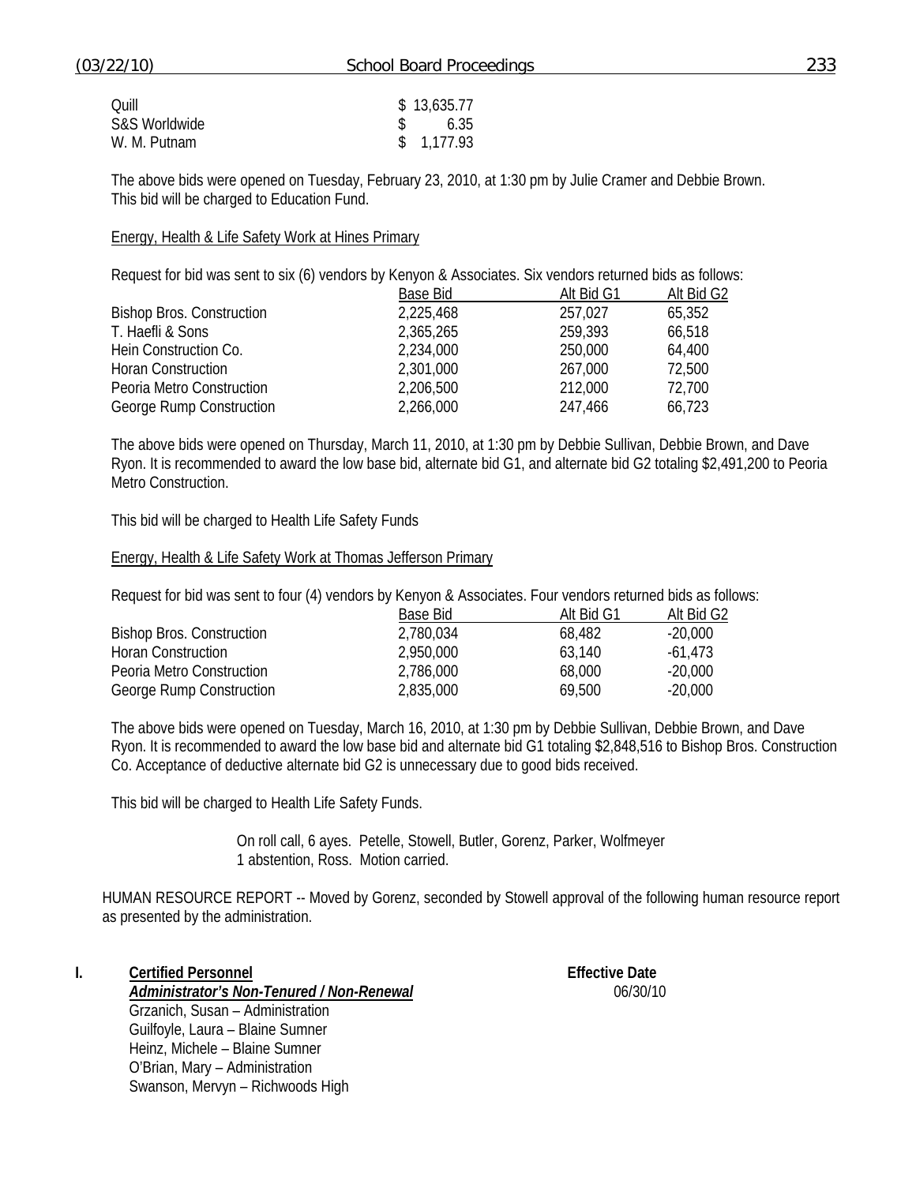| | |
|---|---|
| Quill | $ 13,635.77 |
| S&S Worldwide | $ 6.35 |
| W. M. Putnam | $ 1,177.93 |

The above bids were opened on Tuesday, February 23, 2010, at 1:30 pm by Julie Cramer and Debbie Brown. This bid will be charged to Education Fund.

Energy, Health & Life Safety Work at Hines Primary

Request for bid was sent to six (6) vendors by Kenyon & Associates. Six vendors returned bids as follows:

| | Base Bid | Alt Bid G1 | Alt Bid G2 |
|---|---|---|---|
| Bishop Bros. Construction | 2,225,468 | 257,027 | 65,352 |
| T. Haefli & Sons | 2,365,265 | 259,393 | 66,518 |
| Hein Construction Co. | 2,234,000 | 250,000 | 64,400 |
| Horan Construction | 2,301,000 | 267,000 | 72,500 |
| Peoria Metro Construction | 2,206,500 | 212,000 | 72,700 |
| George Rump Construction | 2,266,000 | 247,466 | 66,723 |

The above bids were opened on Thursday, March 11, 2010, at 1:30 pm by Debbie Sullivan, Debbie Brown, and Dave Ryon. It is recommended to award the low base bid, alternate bid G1, and alternate bid G2 totaling $2,491,200 to Peoria Metro Construction.

This bid will be charged to Health Life Safety Funds

Energy, Health & Life Safety Work at Thomas Jefferson Primary

Request for bid was sent to four (4) vendors by Kenyon & Associates. Four vendors returned bids as follows:

| | Base Bid | Alt Bid G1 | Alt Bid G2 |
|---|---|---|---|
| Bishop Bros. Construction | 2,780,034 | 68,482 | -20,000 |
| Horan Construction | 2,950,000 | 63,140 | -61,473 |
| Peoria Metro Construction | 2,786,000 | 68,000 | -20,000 |
| George Rump Construction | 2,835,000 | 69,500 | -20,000 |

The above bids were opened on Tuesday, March 16, 2010, at 1:30 pm by Debbie Sullivan, Debbie Brown, and Dave Ryon. It is recommended to award the low base bid and alternate bid G1 totaling $2,848,516 to Bishop Bros. Construction Co. Acceptance of deductive alternate bid G2 is unnecessary due to good bids received.

This bid will be charged to Health Life Safety Funds.

On roll call, 6 ayes. Petelle, Stowell, Butler, Gorenz, Parker, Wolfmeyer
1 abstention, Ross. Motion carried.

HUMAN RESOURCE REPORT -- Moved by Gorenz, seconded by Stowell approval of the following human resource report as presented by the administration.

**I. Certified Personnel** — **Effective Date**

***Administrator's Non-Tenured / Non-Renewal*** — 06/30/10

Grzanich, Susan – Administration
Guilfoyle, Laura – Blaine Sumner
Heinz, Michele – Blaine Sumner
O'Brian, Mary – Administration
Swanson, Mervyn – Richwoods High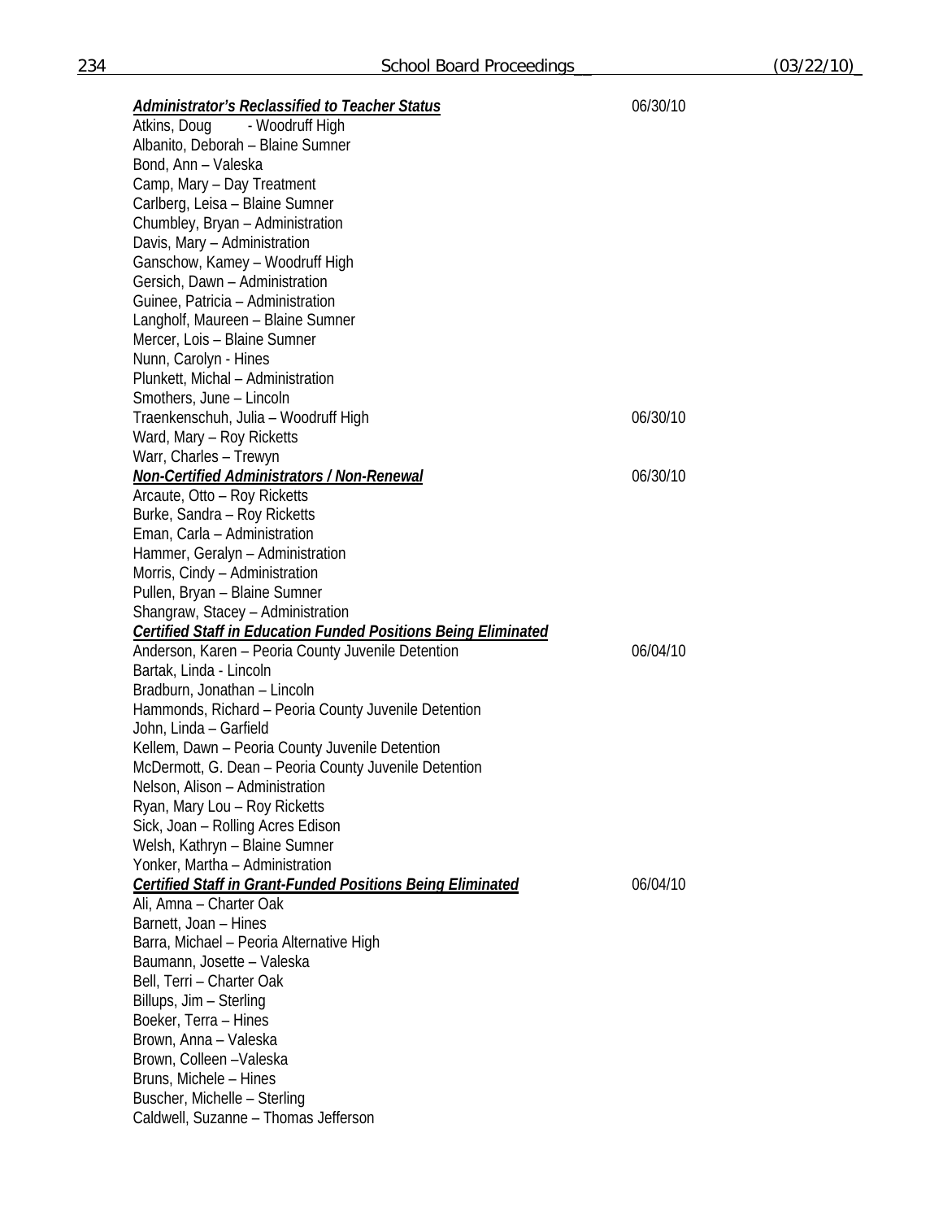***Administrator's Reclassified to Teacher Status*** 06/30/10

Atkins, Doug - Woodruff High
Albanito, Deborah – Blaine Sumner
Bond, Ann – Valeska
Camp, Mary – Day Treatment
Carlberg, Leisa – Blaine Sumner
Chumbley, Bryan – Administration
Davis, Mary – Administration
Ganschow, Kamey – Woodruff High
Gersich, Dawn – Administration
Guinee, Patricia – Administration
Langholf, Maureen – Blaine Sumner
Mercer, Lois – Blaine Sumner
Nunn, Carolyn - Hines
Plunkett, Michal – Administration
Smothers, June – Lincoln
Traenkenschuh, Julia – Woodruff High 06/30/10
Ward, Mary – Roy Ricketts
Warr, Charles – Trewyn

***Non-Certified Administrators / Non-Renewal*** 06/30/10

Arcaute, Otto – Roy Ricketts
Burke, Sandra – Roy Ricketts
Eman, Carla – Administration
Hammer, Geralyn – Administration
Morris, Cindy – Administration
Pullen, Bryan – Blaine Sumner
Shangraw, Stacey – Administration

***Certified Staff in Education Funded Positions Being Eliminated***

Anderson, Karen – Peoria County Juvenile Detention 06/04/10
Bartak, Linda - Lincoln
Bradburn, Jonathan – Lincoln
Hammonds, Richard – Peoria County Juvenile Detention
John, Linda – Garfield
Kellem, Dawn – Peoria County Juvenile Detention
McDermott, G. Dean – Peoria County Juvenile Detention
Nelson, Alison – Administration
Ryan, Mary Lou – Roy Ricketts
Sick, Joan – Rolling Acres Edison
Welsh, Kathryn – Blaine Sumner
Yonker, Martha – Administration

***Certified Staff in Grant-Funded Positions Being Eliminated*** 06/04/10

Ali, Amna – Charter Oak
Barnett, Joan – Hines
Barra, Michael – Peoria Alternative High
Baumann, Josette – Valeska
Bell, Terri – Charter Oak
Billups, Jim – Sterling
Boeker, Terra – Hines
Brown, Anna – Valeska
Brown, Colleen –Valeska
Bruns, Michele – Hines
Buscher, Michelle – Sterling
Caldwell, Suzanne – Thomas Jefferson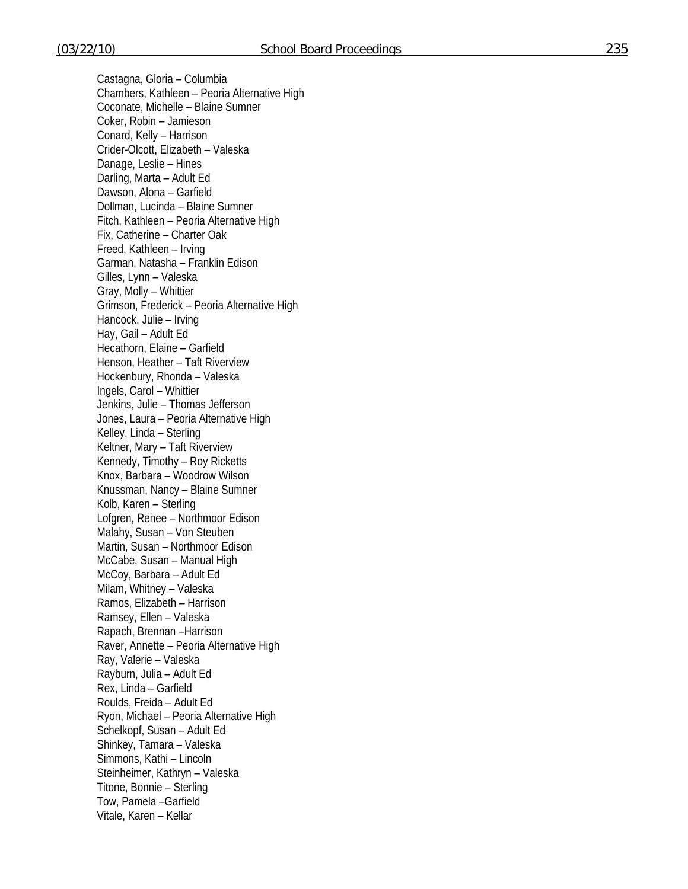Castagna, Gloria – Columbia
Chambers, Kathleen – Peoria Alternative High
Coconate, Michelle – Blaine Sumner
Coker, Robin – Jamieson
Conard, Kelly – Harrison
Crider-Olcott, Elizabeth – Valeska
Danage, Leslie – Hines
Darling, Marta – Adult Ed
Dawson, Alona – Garfield
Dollman, Lucinda – Blaine Sumner
Fitch, Kathleen – Peoria Alternative High
Fix, Catherine – Charter Oak
Freed, Kathleen – Irving
Garman, Natasha – Franklin Edison
Gilles, Lynn – Valeska
Gray, Molly – Whittier
Grimson, Frederick – Peoria Alternative High
Hancock, Julie – Irving
Hay, Gail – Adult Ed
Hecathorn, Elaine – Garfield
Henson, Heather – Taft Riverview
Hockenbury, Rhonda – Valeska
Ingels, Carol – Whittier
Jenkins, Julie – Thomas Jefferson
Jones, Laura – Peoria Alternative High
Kelley, Linda – Sterling
Keltner, Mary – Taft Riverview
Kennedy, Timothy – Roy Ricketts
Knox, Barbara – Woodrow Wilson
Knussman, Nancy – Blaine Sumner
Kolb, Karen – Sterling
Lofgren, Renee – Northmoor Edison
Malahy, Susan – Von Steuben
Martin, Susan – Northmoor Edison
McCabe, Susan – Manual High
McCoy, Barbara – Adult Ed
Milam, Whitney – Valeska
Ramos, Elizabeth – Harrison
Ramsey, Ellen – Valeska
Rapach, Brennan –Harrison
Raver, Annette – Peoria Alternative High
Ray, Valerie – Valeska
Rayburn, Julia – Adult Ed
Rex, Linda – Garfield
Roulds, Freida – Adult Ed
Ryon, Michael – Peoria Alternative High
Schelkopf, Susan – Adult Ed
Shinkey, Tamara – Valeska
Simmons, Kathi – Lincoln
Steinheimer, Kathryn – Valeska
Titone, Bonnie – Sterling
Tow, Pamela –Garfield
Vitale, Karen – Kellar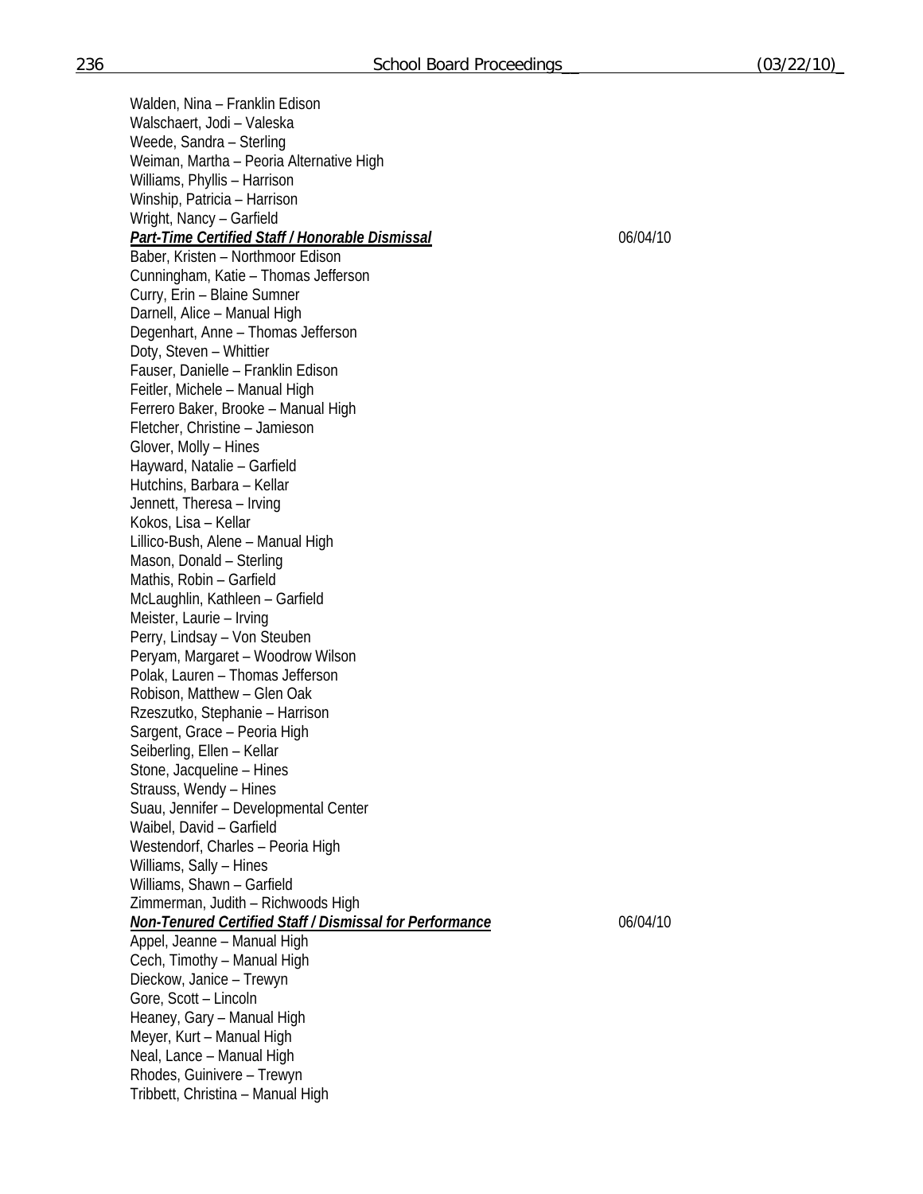Walden, Nina – Franklin Edison
Walschaert, Jodi – Valeska
Weede, Sandra – Sterling
Weiman, Martha – Peoria Alternative High
Williams, Phyllis – Harrison
Winship, Patricia – Harrison
Wright, Nancy – Garfield

***Part-Time Certified Staff / Honorable Dismissal*** 06/04/10

Baber, Kristen – Northmoor Edison
Cunningham, Katie – Thomas Jefferson
Curry, Erin – Blaine Sumner
Darnell, Alice – Manual High
Degenhart, Anne – Thomas Jefferson
Doty, Steven – Whittier
Fauser, Danielle – Franklin Edison
Feitler, Michele – Manual High
Ferrero Baker, Brooke – Manual High
Fletcher, Christine – Jamieson
Glover, Molly – Hines
Hayward, Natalie – Garfield
Hutchins, Barbara – Kellar
Jennett, Theresa – Irving
Kokos, Lisa – Kellar
Lillico-Bush, Alene – Manual High
Mason, Donald – Sterling
Mathis, Robin – Garfield
McLaughlin, Kathleen – Garfield
Meister, Laurie – Irving
Perry, Lindsay – Von Steuben
Peryam, Margaret – Woodrow Wilson
Polak, Lauren – Thomas Jefferson
Robison, Matthew – Glen Oak
Rzeszutko, Stephanie – Harrison
Sargent, Grace – Peoria High
Seiberling, Ellen – Kellar
Stone, Jacqueline – Hines
Strauss, Wendy – Hines
Suau, Jennifer – Developmental Center
Waibel, David – Garfield
Westendorf, Charles – Peoria High
Williams, Sally – Hines
Williams, Shawn – Garfield
Zimmerman, Judith – Richwoods High

***Non-Tenured Certified Staff / Dismissal for Performance*** 06/04/10

Appel, Jeanne – Manual High
Cech, Timothy – Manual High
Dieckow, Janice – Trewyn
Gore, Scott – Lincoln
Heaney, Gary – Manual High
Meyer, Kurt – Manual High
Neal, Lance – Manual High
Rhodes, Guinivere – Trewyn
Tribbett, Christina – Manual High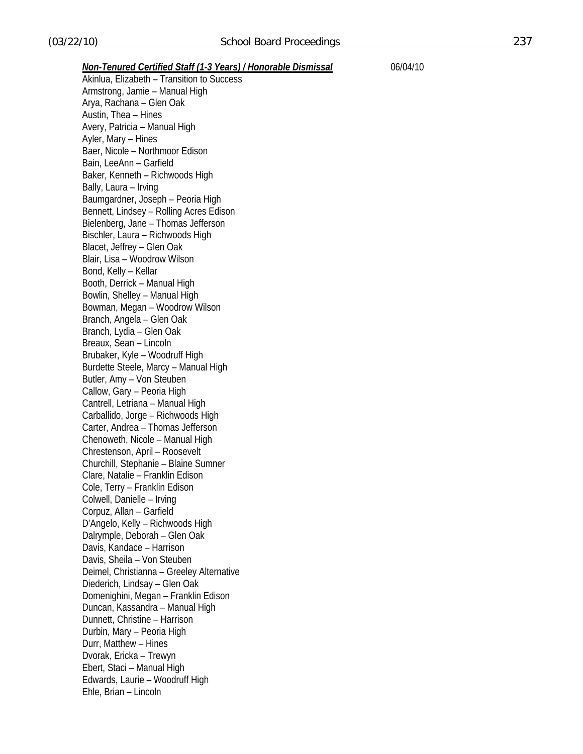***Non-Tenured Certified Staff (1-3 Years) / Honorable Dismissal*** 06/04/10

Akinlua, Elizabeth – Transition to Success
Armstrong, Jamie – Manual High
Arya, Rachana – Glen Oak
Austin, Thea – Hines
Avery, Patricia – Manual High
Ayler, Mary – Hines
Baer, Nicole – Northmoor Edison
Bain, LeeAnn – Garfield
Baker, Kenneth – Richwoods High
Bally, Laura – Irving
Baumgardner, Joseph – Peoria High
Bennett, Lindsey – Rolling Acres Edison
Bielenberg, Jane – Thomas Jefferson
Bischler, Laura – Richwoods High
Blacet, Jeffrey – Glen Oak
Blair, Lisa – Woodrow Wilson
Bond, Kelly – Kellar
Booth, Derrick – Manual High
Bowlin, Shelley – Manual High
Bowman, Megan – Woodrow Wilson
Branch, Angela – Glen Oak
Branch, Lydia – Glen Oak
Breaux, Sean – Lincoln
Brubaker, Kyle – Woodruff High
Burdette Steele, Marcy – Manual High
Butler, Amy – Von Steuben
Callow, Gary – Peoria High
Cantrell, Letriana – Manual High
Carballido, Jorge – Richwoods High
Carter, Andrea – Thomas Jefferson
Chenoweth, Nicole – Manual High
Chrestenson, April – Roosevelt
Churchill, Stephanie – Blaine Sumner
Clare, Natalie – Franklin Edison
Cole, Terry – Franklin Edison
Colwell, Danielle – Irving
Corpuz, Allan – Garfield
D'Angelo, Kelly – Richwoods High
Dalrymple, Deborah – Glen Oak
Davis, Kandace – Harrison
Davis, Sheila – Von Steuben
Deimel, Christianna – Greeley Alternative
Diederich, Lindsay – Glen Oak
Domenighini, Megan – Franklin Edison
Duncan, Kassandra – Manual High
Dunnett, Christine – Harrison
Durbin, Mary – Peoria High
Durr, Matthew – Hines
Dvorak, Ericka – Trewyn
Ebert, Staci – Manual High
Edwards, Laurie – Woodruff High
Ehle, Brian – Lincoln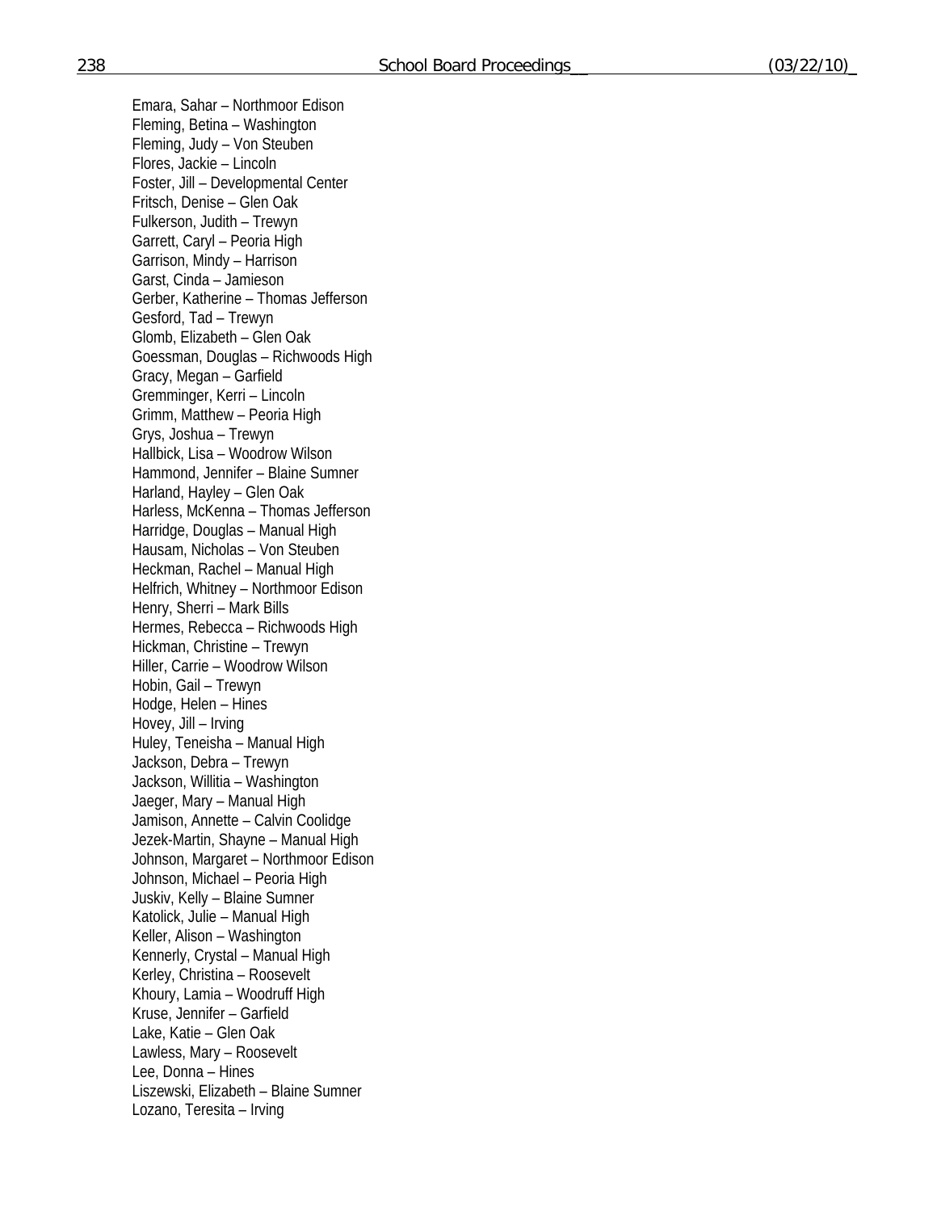Emara, Sahar – Northmoor Edison
Fleming, Betina – Washington
Fleming, Judy – Von Steuben
Flores, Jackie – Lincoln
Foster, Jill – Developmental Center
Fritsch, Denise – Glen Oak
Fulkerson, Judith – Trewyn
Garrett, Caryl – Peoria High
Garrison, Mindy – Harrison
Garst, Cinda – Jamieson
Gerber, Katherine – Thomas Jefferson
Gesford, Tad – Trewyn
Glomb, Elizabeth – Glen Oak
Goessman, Douglas – Richwoods High
Gracy, Megan – Garfield
Gremminger, Kerri – Lincoln
Grimm, Matthew – Peoria High
Grys, Joshua – Trewyn
Hallbick, Lisa – Woodrow Wilson
Hammond, Jennifer – Blaine Sumner
Harland, Hayley – Glen Oak
Harless, McKenna – Thomas Jefferson
Harridge, Douglas – Manual High
Hausam, Nicholas – Von Steuben
Heckman, Rachel – Manual High
Helfrich, Whitney – Northmoor Edison
Henry, Sherri – Mark Bills
Hermes, Rebecca – Richwoods High
Hickman, Christine – Trewyn
Hiller, Carrie – Woodrow Wilson
Hobin, Gail – Trewyn
Hodge, Helen – Hines
Hovey, Jill – Irving
Huley, Teneisha – Manual High
Jackson, Debra – Trewyn
Jackson, Willitia – Washington
Jaeger, Mary – Manual High
Jamison, Annette – Calvin Coolidge
Jezek-Martin, Shayne – Manual High
Johnson, Margaret – Northmoor Edison
Johnson, Michael – Peoria High
Juskiv, Kelly – Blaine Sumner
Katolick, Julie – Manual High
Keller, Alison – Washington
Kennerly, Crystal – Manual High
Kerley, Christina – Roosevelt
Khoury, Lamia – Woodruff High
Kruse, Jennifer – Garfield
Lake, Katie – Glen Oak
Lawless, Mary – Roosevelt
Lee, Donna – Hines
Liszewski, Elizabeth – Blaine Sumner
Lozano, Teresita – Irving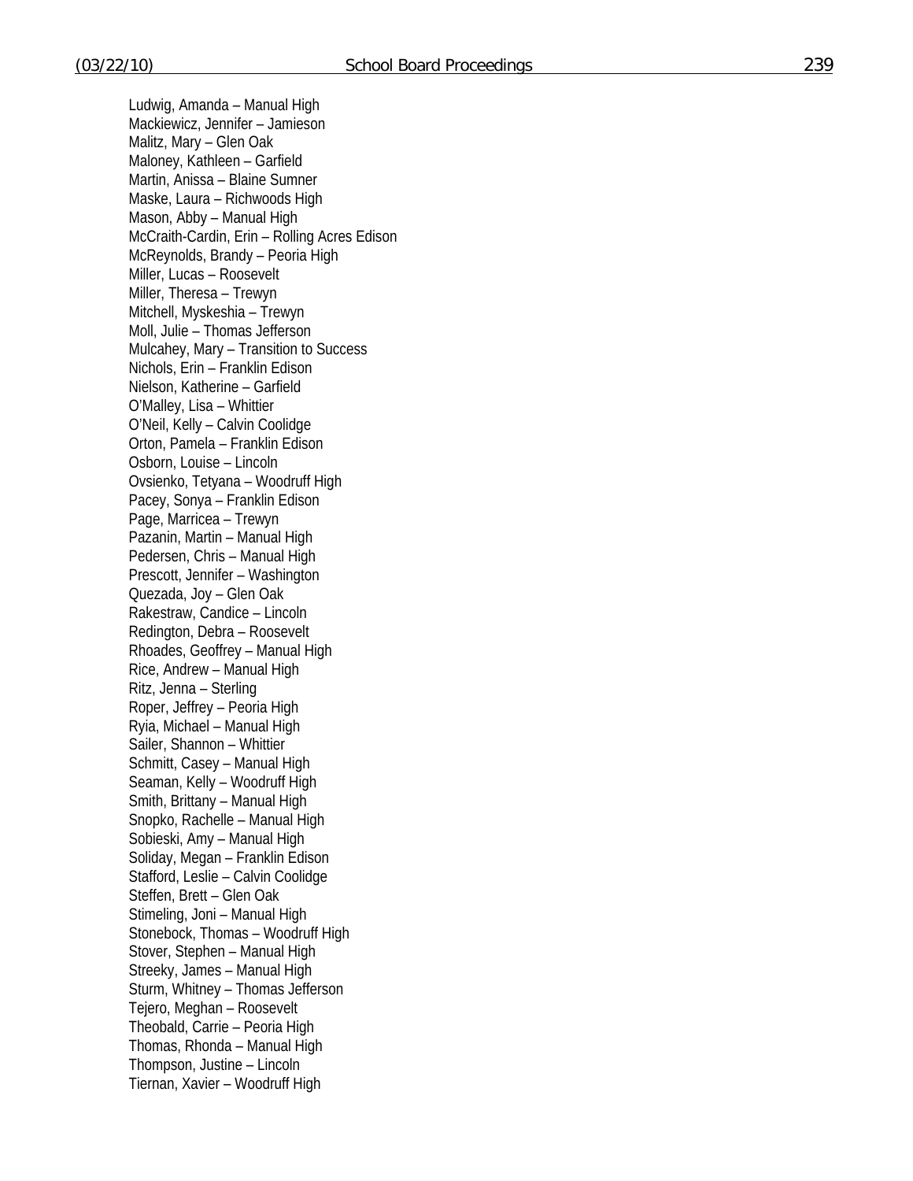Ludwig, Amanda – Manual High
Mackiewicz, Jennifer – Jamieson
Malitz, Mary – Glen Oak
Maloney, Kathleen – Garfield
Martin, Anissa – Blaine Sumner
Maske, Laura – Richwoods High
Mason, Abby – Manual High
McCraith-Cardin, Erin – Rolling Acres Edison
McReynolds, Brandy – Peoria High
Miller, Lucas – Roosevelt
Miller, Theresa – Trewyn
Mitchell, Myskeshia – Trewyn
Moll, Julie – Thomas Jefferson
Mulcahey, Mary – Transition to Success
Nichols, Erin – Franklin Edison
Nielson, Katherine – Garfield
O'Malley, Lisa – Whittier
O'Neil, Kelly – Calvin Coolidge
Orton, Pamela – Franklin Edison
Osborn, Louise – Lincoln
Ovsienko, Tetyana – Woodruff High
Pacey, Sonya – Franklin Edison
Page, Marricea – Trewyn
Pazanin, Martin – Manual High
Pedersen, Chris – Manual High
Prescott, Jennifer – Washington
Quezada, Joy – Glen Oak
Rakestraw, Candice – Lincoln
Redington, Debra – Roosevelt
Rhoades, Geoffrey – Manual High
Rice, Andrew – Manual High
Ritz, Jenna – Sterling
Roper, Jeffrey – Peoria High
Ryia, Michael – Manual High
Sailer, Shannon – Whittier
Schmitt, Casey – Manual High
Seaman, Kelly – Woodruff High
Smith, Brittany – Manual High
Snopko, Rachelle – Manual High
Sobieski, Amy – Manual High
Soliday, Megan – Franklin Edison
Stafford, Leslie – Calvin Coolidge
Steffen, Brett – Glen Oak
Stimeling, Joni – Manual High
Stonebock, Thomas – Woodruff High
Stover, Stephen – Manual High
Streeky, James – Manual High
Sturm, Whitney – Thomas Jefferson
Tejero, Meghan – Roosevelt
Theobald, Carrie – Peoria High
Thomas, Rhonda – Manual High
Thompson, Justine – Lincoln
Tiernan, Xavier – Woodruff High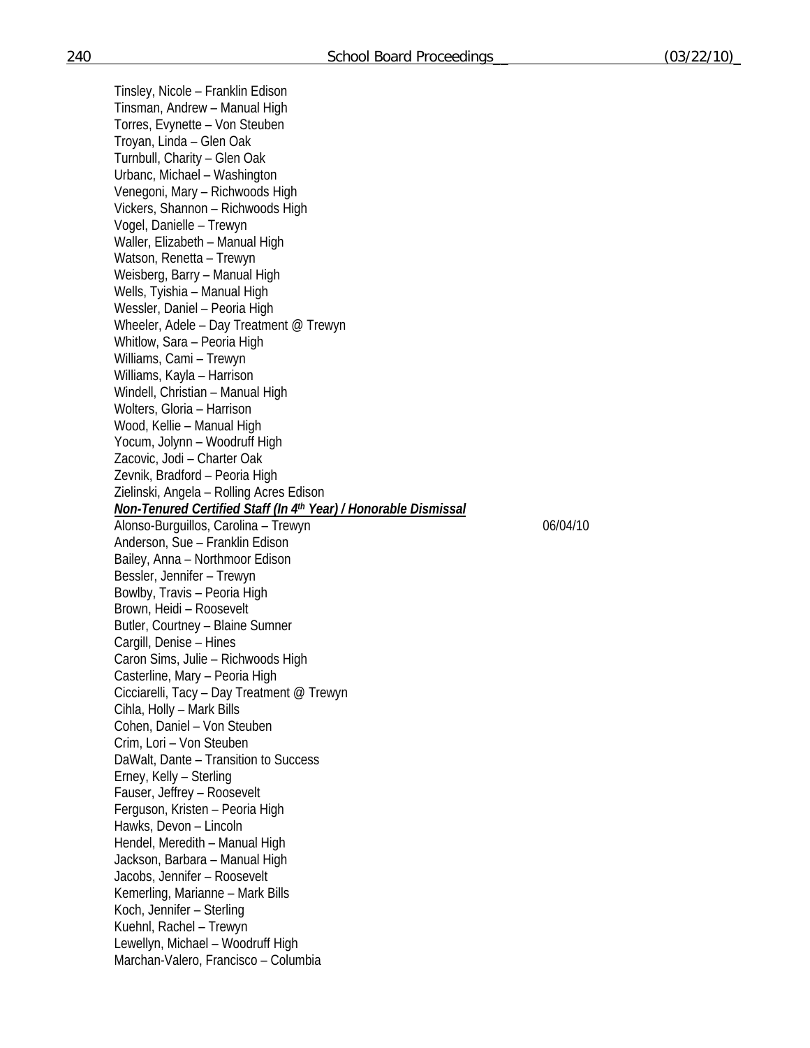Tinsley, Nicole – Franklin Edison
Tinsman, Andrew – Manual High
Torres, Evynette – Von Steuben
Troyan, Linda – Glen Oak
Turnbull, Charity – Glen Oak
Urbanc, Michael – Washington
Venegoni, Mary – Richwoods High
Vickers, Shannon – Richwoods High
Vogel, Danielle – Trewyn
Waller, Elizabeth – Manual High
Watson, Renetta – Trewyn
Weisberg, Barry – Manual High
Wells, Tyishia – Manual High
Wessler, Daniel – Peoria High
Wheeler, Adele – Day Treatment @ Trewyn
Whitlow, Sara – Peoria High
Williams, Cami – Trewyn
Williams, Kayla – Harrison
Windell, Christian – Manual High
Wolters, Gloria – Harrison
Wood, Kellie – Manual High
Yocum, Jolynn – Woodruff High
Zacovic, Jodi – Charter Oak
Zevnik, Bradford – Peoria High
Zielinski, Angela – Rolling Acres Edison

***Non-Tenured Certified Staff (In 4th Year) / Honorable Dismissal***

Alonso-Burguillos, Carolina – Trewyn 06/04/10
Anderson, Sue – Franklin Edison
Bailey, Anna – Northmoor Edison
Bessler, Jennifer – Trewyn
Bowlby, Travis – Peoria High
Brown, Heidi – Roosevelt
Butler, Courtney – Blaine Sumner
Cargill, Denise – Hines
Caron Sims, Julie – Richwoods High
Casterline, Mary – Peoria High
Cicciarelli, Tacy – Day Treatment @ Trewyn
Cihla, Holly – Mark Bills
Cohen, Daniel – Von Steuben
Crim, Lori – Von Steuben
DaWalt, Dante – Transition to Success
Erney, Kelly – Sterling
Fauser, Jeffrey – Roosevelt
Ferguson, Kristen – Peoria High
Hawks, Devon – Lincoln
Hendel, Meredith – Manual High
Jackson, Barbara – Manual High
Jacobs, Jennifer – Roosevelt
Kemerling, Marianne – Mark Bills
Koch, Jennifer – Sterling
Kuehnl, Rachel – Trewyn
Lewellyn, Michael – Woodruff High
Marchan-Valero, Francisco – Columbia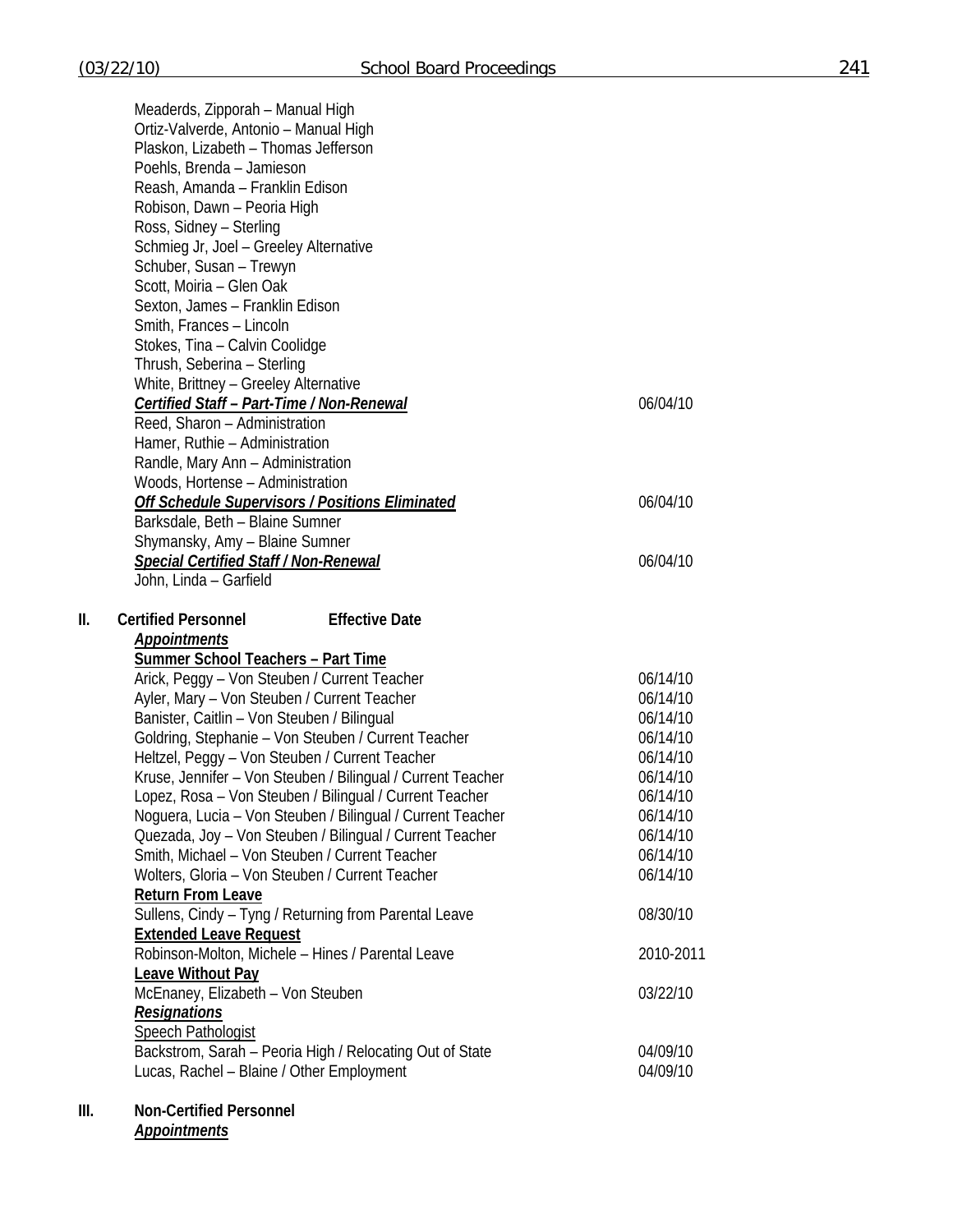Meaderds, Zipporah – Manual High
Ortiz-Valverde, Antonio – Manual High
Plaskon, Lizabeth – Thomas Jefferson
Poehls, Brenda – Jamieson
Reash, Amanda – Franklin Edison
Robison, Dawn – Peoria High
Ross, Sidney – Sterling
Schmieg Jr, Joel – Greeley Alternative
Schuber, Susan – Trewyn
Scott, Moiria – Glen Oak
Sexton, James – Franklin Edison
Smith, Frances – Lincoln
Stokes, Tina – Calvin Coolidge
Thrush, Seberina – Sterling
White, Brittney – Greeley Alternative

***Certified Staff – Part-Time / Non-Renewal*** 06/04/10

Reed, Sharon – Administration
Hamer, Ruthie – Administration
Randle, Mary Ann – Administration
Woods, Hortense – Administration

***Off Schedule Supervisors / Positions Eliminated*** 06/04/10

Barksdale, Beth – Blaine Sumner
Shymansky, Amy – Blaine Sumner

***Special Certified Staff / Non-Renewal*** 06/04/10

John, Linda – Garfield

## II. Certified Personnel — Effective Date

***Appointments***

**Summer School Teachers – Part Time**

| | |
|---|---|
| Arick, Peggy – Von Steuben / Current Teacher | 06/14/10 |
| Ayler, Mary – Von Steuben / Current Teacher | 06/14/10 |
| Banister, Caitlin – Von Steuben / Bilingual | 06/14/10 |
| Goldring, Stephanie – Von Steuben / Current Teacher | 06/14/10 |
| Heltzel, Peggy – Von Steuben / Current Teacher | 06/14/10 |
| Kruse, Jennifer – Von Steuben / Bilingual / Current Teacher | 06/14/10 |
| Lopez, Rosa – Von Steuben / Bilingual / Current Teacher | 06/14/10 |
| Noguera, Lucia – Von Steuben / Bilingual / Current Teacher | 06/14/10 |
| Quezada, Joy – Von Steuben / Bilingual / Current Teacher | 06/14/10 |
| Smith, Michael – Von Steuben / Current Teacher | 06/14/10 |
| Wolters, Gloria – Von Steuben / Current Teacher | 06/14/10 |

**Return From Leave**

| | |
|---|---|
| Sullens, Cindy – Tyng / Returning from Parental Leave | 08/30/10 |

**Extended Leave Request**

| | |
|---|---|
| Robinson-Molton, Michele – Hines / Parental Leave | 2010-2011 |

**Leave Without Pay**

| | |
|---|---|
| McEnaney, Elizabeth – Von Steuben | 03/22/10 |

***Resignations***

Speech Pathologist

| | |
|---|---|
| Backstrom, Sarah – Peoria High / Relocating Out of State | 04/09/10 |
| Lucas, Rachel – Blaine / Other Employment | 04/09/10 |

## III. Non-Certified Personnel

***Appointments***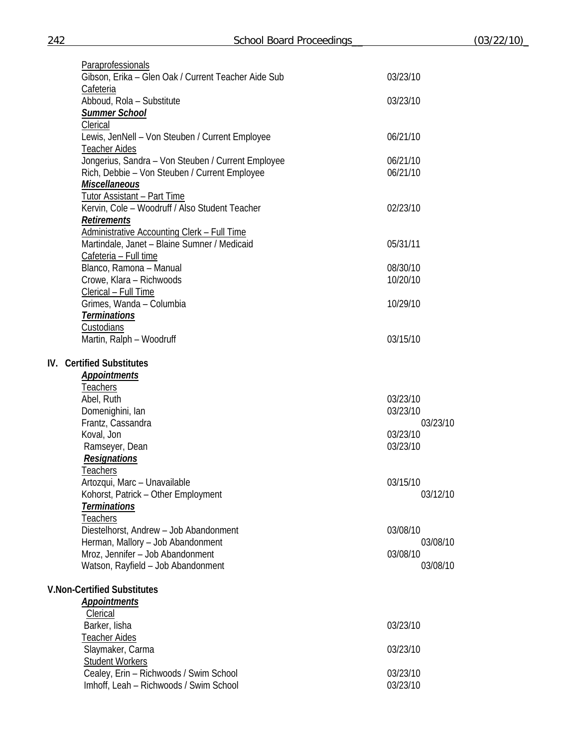Paraprofessionals

| | |
|---|---|
| Gibson, Erika – Glen Oak / Current Teacher Aide Sub | 03/23/10 |

Cafeteria

| | |
|---|---|
| Abboud, Rola – Substitute | 03/23/10 |

***Summer School***

Clerical

| | |
|---|---|
| Lewis, JenNell – Von Steuben / Current Employee | 06/21/10 |

Teacher Aides

| | |
|---|---|
| Jongerius, Sandra – Von Steuben / Current Employee | 06/21/10 |
| Rich, Debbie – Von Steuben / Current Employee | 06/21/10 |

***Miscellaneous***

Tutor Assistant – Part Time

| | |
|---|---|
| Kervin, Cole – Woodruff / Also Student Teacher | 02/23/10 |

***Retirements***

Administrative Accounting Clerk – Full Time

| | |
|---|---|
| Martindale, Janet – Blaine Sumner / Medicaid | 05/31/11 |

Cafeteria – Full time

| | |
|---|---|
| Blanco, Ramona – Manual | 08/30/10 |
| Crowe, Klara – Richwoods | 10/20/10 |

Clerical – Full Time

| | |
|---|---|
| Grimes, Wanda – Columbia | 10/29/10 |

***Terminations***

Custodians

| | |
|---|---|
| Martin, Ralph – Woodruff | 03/15/10 |

**IV. Certified Substitutes**

***Appointments***

Teachers

| | |
|---|---|
| Abel, Ruth | 03/23/10 |
| Domenighini, Ian | 03/23/10 |
| Frantz, Cassandra | 03/23/10 |
| Koval, Jon | 03/23/10 |
| Ramseyer, Dean | 03/23/10 |

***Resignations***

Teachers

| | |
|---|---|
| Artozqui, Marc – Unavailable | 03/15/10 |
| Kohorst, Patrick – Other Employment | 03/12/10 |

***Terminations***

Teachers

| | |
|---|---|
| Diestelhorst, Andrew – Job Abandonment | 03/08/10 |
| Herman, Mallory – Job Abandonment | 03/08/10 |
| Mroz, Jennifer – Job Abandonment | 03/08/10 |
| Watson, Rayfield – Job Abandonment | 03/08/10 |

**V.Non-Certified Substitutes**

***Appointments***

Clerical

| | |
|---|---|
| Barker, Iisha | 03/23/10 |

Teacher Aides

| | |
|---|---|
| Slaymaker, Carma | 03/23/10 |

Student Workers

| | |
|---|---|
| Cealey, Erin – Richwoods / Swim School | 03/23/10 |
| Imhoff, Leah – Richwoods / Swim School | 03/23/10 |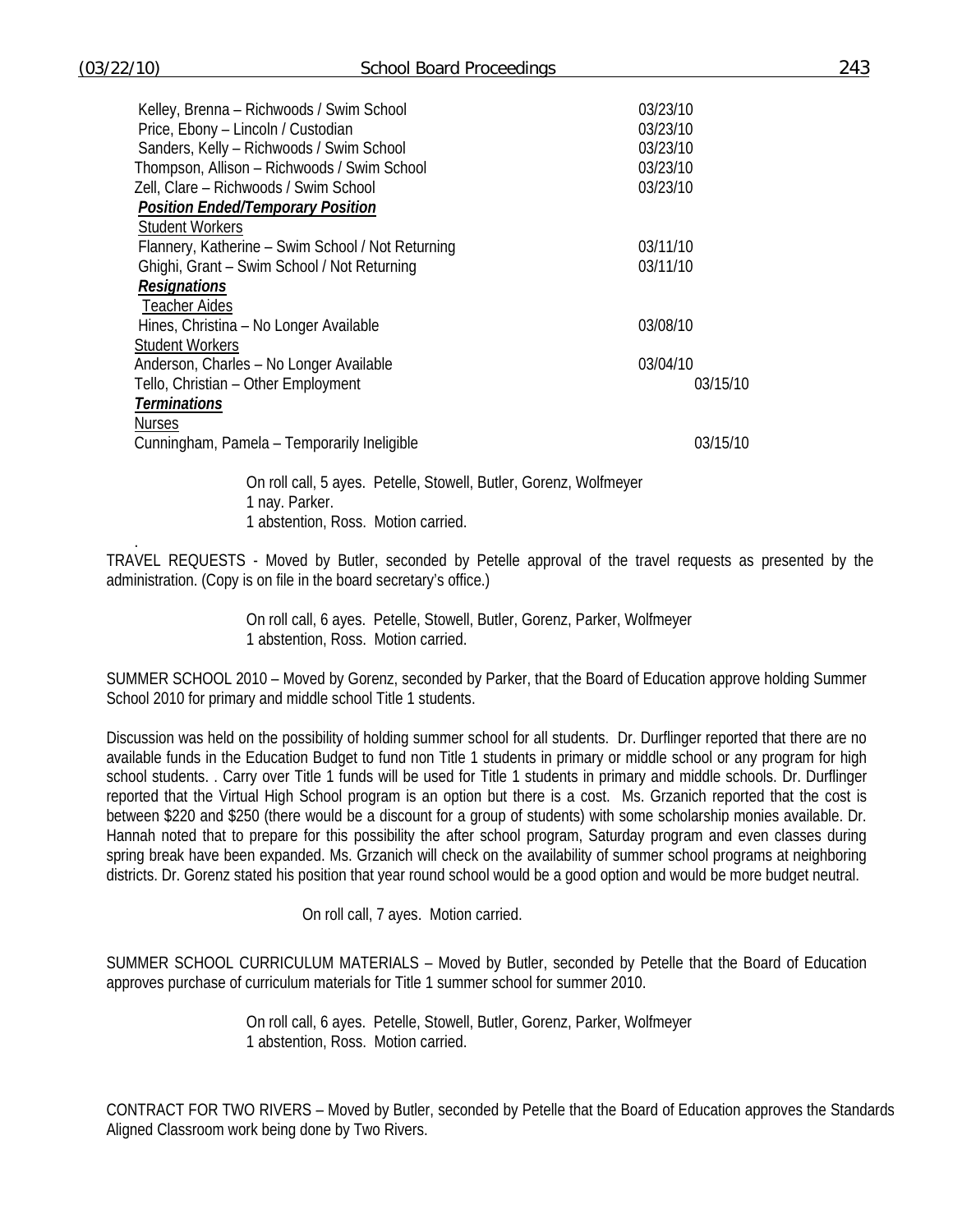Kelley, Brenna – Richwoods / Swim School 03/23/10
Price, Ebony – Lincoln / Custodian 03/23/10
Sanders, Kelly – Richwoods / Swim School 03/23/10
Thompson, Allison – Richwoods / Swim School 03/23/10
Zell, Clare – Richwoods / Swim School 03/23/10

***Position Ended/Temporary Position***

Student Workers

Flannery, Katherine – Swim School / Not Returning 03/11/10
Ghighi, Grant – Swim School / Not Returning 03/11/10

***Resignations***

Teacher Aides

Hines, Christina – No Longer Available 03/08/10

Student Workers

Anderson, Charles – No Longer Available 03/04/10
Tello, Christian – Other Employment 03/15/10

***Terminations***

Nurses

Cunningham, Pamela – Temporarily Ineligible 03/15/10

On roll call, 5 ayes. Petelle, Stowell, Butler, Gorenz, Wolfmeyer
1 nay. Parker.
1 abstention, Ross. Motion carried.

TRAVEL REQUESTS - Moved by Butler, seconded by Petelle approval of the travel requests as presented by the administration. (Copy is on file in the board secretary's office.)

On roll call, 6 ayes. Petelle, Stowell, Butler, Gorenz, Parker, Wolfmeyer
1 abstention, Ross. Motion carried.

SUMMER SCHOOL 2010 – Moved by Gorenz, seconded by Parker, that the Board of Education approve holding Summer School 2010 for primary and middle school Title 1 students.

Discussion was held on the possibility of holding summer school for all students. Dr. Durflinger reported that there are no available funds in the Education Budget to fund non Title 1 students in primary or middle school or any program for high school students. . Carry over Title 1 funds will be used for Title 1 students in primary and middle schools. Dr. Durflinger reported that the Virtual High School program is an option but there is a cost. Ms. Grzanich reported that the cost is between $220 and $250 (there would be a discount for a group of students) with some scholarship monies available. Dr. Hannah noted that to prepare for this possibility the after school program, Saturday program and even classes during spring break have been expanded. Ms. Grzanich will check on the availability of summer school programs at neighboring districts. Dr. Gorenz stated his position that year round school would be a good option and would be more budget neutral.

On roll call, 7 ayes. Motion carried.

SUMMER SCHOOL CURRICULUM MATERIALS – Moved by Butler, seconded by Petelle that the Board of Education approves purchase of curriculum materials for Title 1 summer school for summer 2010.

On roll call, 6 ayes. Petelle, Stowell, Butler, Gorenz, Parker, Wolfmeyer
1 abstention, Ross. Motion carried.

CONTRACT FOR TWO RIVERS – Moved by Butler, seconded by Petelle that the Board of Education approves the Standards Aligned Classroom work being done by Two Rivers.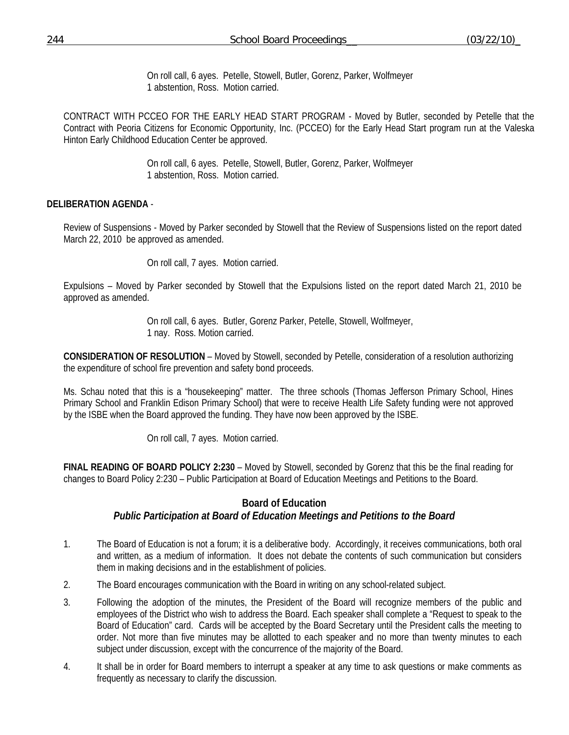On roll call, 6 ayes. Petelle, Stowell, Butler, Gorenz, Parker, Wolfmeyer
1 abstention, Ross. Motion carried.

CONTRACT WITH PCCEO FOR THE EARLY HEAD START PROGRAM - Moved by Butler, seconded by Petelle that the Contract with Peoria Citizens for Economic Opportunity, Inc. (PCCEO) for the Early Head Start program run at the Valeska Hinton Early Childhood Education Center be approved.

On roll call, 6 ayes. Petelle, Stowell, Butler, Gorenz, Parker, Wolfmeyer
1 abstention, Ross. Motion carried.

**DELIBERATION AGENDA** -

Review of Suspensions - Moved by Parker seconded by Stowell that the Review of Suspensions listed on the report dated March 22, 2010 be approved as amended.

On roll call, 7 ayes. Motion carried.

Expulsions – Moved by Parker seconded by Stowell that the Expulsions listed on the report dated March 21, 2010 be approved as amended.

On roll call, 6 ayes. Butler, Gorenz Parker, Petelle, Stowell, Wolfmeyer,
1 nay. Ross. Motion carried.

**CONSIDERATION OF RESOLUTION** – Moved by Stowell, seconded by Petelle, consideration of a resolution authorizing the expenditure of school fire prevention and safety bond proceeds.

Ms. Schau noted that this is a "housekeeping" matter. The three schools (Thomas Jefferson Primary School, Hines Primary School and Franklin Edison Primary School) that were to receive Health Life Safety funding were not approved by the ISBE when the Board approved the funding. They have now been approved by the ISBE.

On roll call, 7 ayes. Motion carried.

**FINAL READING OF BOARD POLICY 2:230** – Moved by Stowell, seconded by Gorenz that this be the final reading for changes to Board Policy 2:230 – Public Participation at Board of Education Meetings and Petitions to the Board.

**Board of Education**
***Public Participation at Board of Education Meetings and Petitions to the Board***

1. The Board of Education is not a forum; it is a deliberative body. Accordingly, it receives communications, both oral and written, as a medium of information. It does not debate the contents of such communication but considers them in making decisions and in the establishment of policies.
2. The Board encourages communication with the Board in writing on any school-related subject.
3. Following the adoption of the minutes, the President of the Board will recognize members of the public and employees of the District who wish to address the Board. Each speaker shall complete a "Request to speak to the Board of Education" card. Cards will be accepted by the Board Secretary until the President calls the meeting to order. Not more than five minutes may be allotted to each speaker and no more than twenty minutes to each subject under discussion, except with the concurrence of the majority of the Board.
4. It shall be in order for Board members to interrupt a speaker at any time to ask questions or make comments as frequently as necessary to clarify the discussion.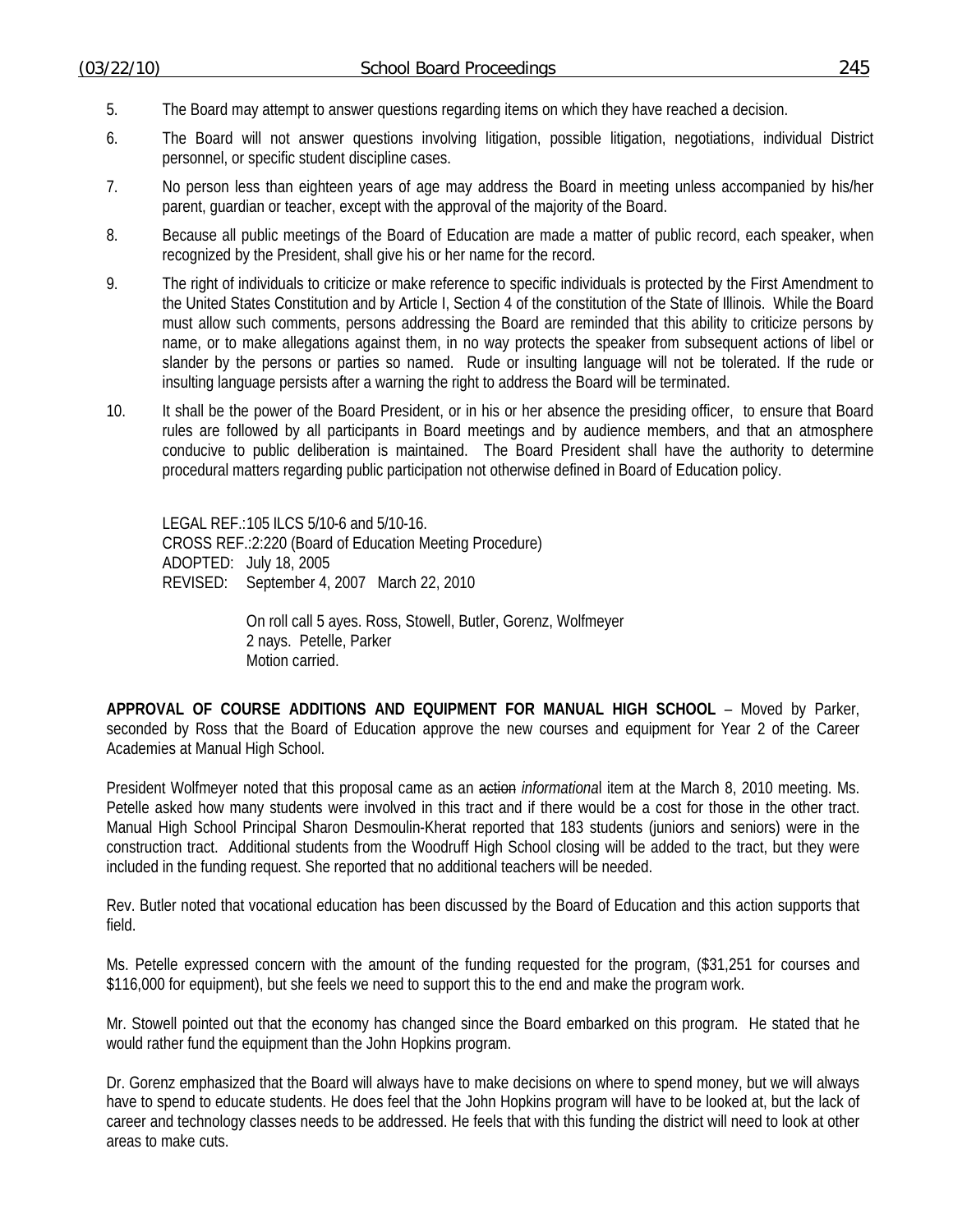5. The Board may attempt to answer questions regarding items on which they have reached a decision.

6. The Board will not answer questions involving litigation, possible litigation, negotiations, individual District personnel, or specific student discipline cases.

7. No person less than eighteen years of age may address the Board in meeting unless accompanied by his/her parent, guardian or teacher, except with the approval of the majority of the Board.

8. Because all public meetings of the Board of Education are made a matter of public record, each speaker, when recognized by the President, shall give his or her name for the record.

9. The right of individuals to criticize or make reference to specific individuals is protected by the First Amendment to the United States Constitution and by Article I, Section 4 of the constitution of the State of Illinois. While the Board must allow such comments, persons addressing the Board are reminded that this ability to criticize persons by name, or to make allegations against them, in no way protects the speaker from subsequent actions of libel or slander by the persons or parties so named. Rude or insulting language will not be tolerated. If the rude or insulting language persists after a warning the right to address the Board will be terminated.

10. It shall be the power of the Board President, or in his or her absence the presiding officer, to ensure that Board rules are followed by all participants in Board meetings and by audience members, and that an atmosphere conducive to public deliberation is maintained. The Board President shall have the authority to determine procedural matters regarding public participation not otherwise defined in Board of Education policy.

LEGAL REF.:105 ILCS 5/10-6 and 5/10-16.
CROSS REF.:2:220 (Board of Education Meeting Procedure)
ADOPTED: July 18, 2005
REVISED: September 4, 2007 March 22, 2010

On roll call 5 ayes. Ross, Stowell, Butler, Gorenz, Wolfmeyer
2 nays. Petelle, Parker
Motion carried.

**APPROVAL OF COURSE ADDITIONS AND EQUIPMENT FOR MANUAL HIGH SCHOOL** – Moved by Parker, seconded by Ross that the Board of Education approve the new courses and equipment for Year 2 of the Career Academies at Manual High School.

President Wolfmeyer noted that this proposal came as an ~~action~~ *informational* item at the March 8, 2010 meeting. Ms. Petelle asked how many students were involved in this tract and if there would be a cost for those in the other tract. Manual High School Principal Sharon Desmoulin-Kherat reported that 183 students (juniors and seniors) were in the construction tract. Additional students from the Woodruff High School closing will be added to the tract, but they were included in the funding request. She reported that no additional teachers will be needed.

Rev. Butler noted that vocational education has been discussed by the Board of Education and this action supports that field.

Ms. Petelle expressed concern with the amount of the funding requested for the program, ($31,251 for courses and $116,000 for equipment), but she feels we need to support this to the end and make the program work.

Mr. Stowell pointed out that the economy has changed since the Board embarked on this program. He stated that he would rather fund the equipment than the John Hopkins program.

Dr. Gorenz emphasized that the Board will always have to make decisions on where to spend money, but we will always have to spend to educate students. He does feel that the John Hopkins program will have to be looked at, but the lack of career and technology classes needs to be addressed. He feels that with this funding the district will need to look at other areas to make cuts.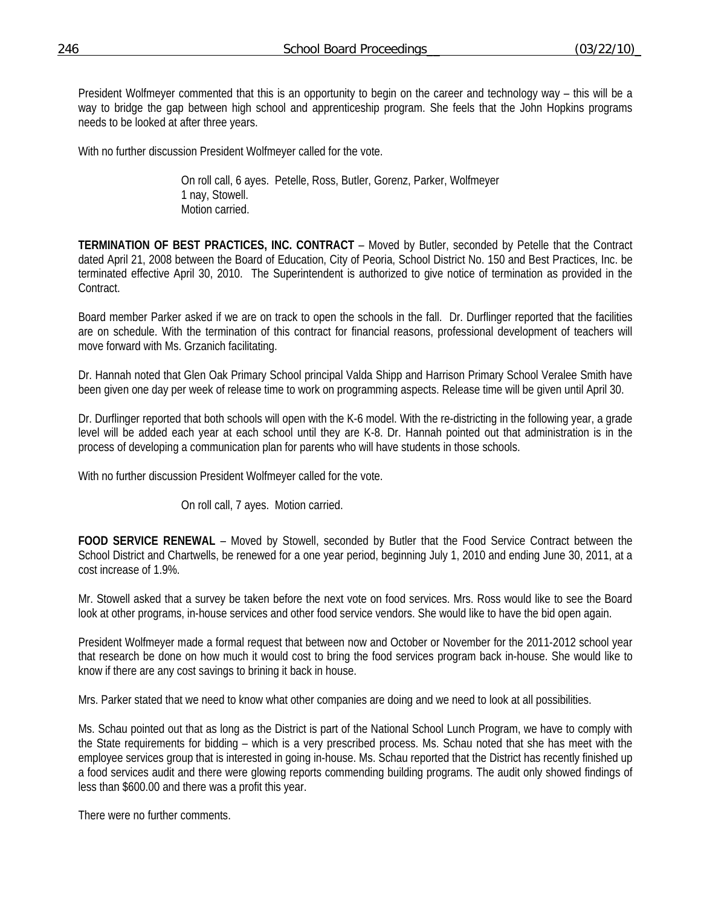President Wolfmeyer commented that this is an opportunity to begin on the career and technology way – this will be a way to bridge the gap between high school and apprenticeship program. She feels that the John Hopkins programs needs to be looked at after three years.

With no further discussion President Wolfmeyer called for the vote.

> On roll call, 6 ayes. Petelle, Ross, Butler, Gorenz, Parker, Wolfmeyer
> 1 nay, Stowell.
> Motion carried.

**TERMINATION OF BEST PRACTICES, INC. CONTRACT** – Moved by Butler, seconded by Petelle that the Contract dated April 21, 2008 between the Board of Education, City of Peoria, School District No. 150 and Best Practices, Inc. be terminated effective April 30, 2010. The Superintendent is authorized to give notice of termination as provided in the Contract.

Board member Parker asked if we are on track to open the schools in the fall. Dr. Durflinger reported that the facilities are on schedule. With the termination of this contract for financial reasons, professional development of teachers will move forward with Ms. Grzanich facilitating.

Dr. Hannah noted that Glen Oak Primary School principal Valda Shipp and Harrison Primary School Veralee Smith have been given one day per week of release time to work on programming aspects. Release time will be given until April 30.

Dr. Durflinger reported that both schools will open with the K-6 model. With the re-districting in the following year, a grade level will be added each year at each school until they are K-8. Dr. Hannah pointed out that administration is in the process of developing a communication plan for parents who will have students in those schools.

With no further discussion President Wolfmeyer called for the vote.

> On roll call, 7 ayes. Motion carried.

**FOOD SERVICE RENEWAL** – Moved by Stowell, seconded by Butler that the Food Service Contract between the School District and Chartwells, be renewed for a one year period, beginning July 1, 2010 and ending June 30, 2011, at a cost increase of 1.9%.

Mr. Stowell asked that a survey be taken before the next vote on food services. Mrs. Ross would like to see the Board look at other programs, in-house services and other food service vendors. She would like to have the bid open again.

President Wolfmeyer made a formal request that between now and October or November for the 2011-2012 school year that research be done on how much it would cost to bring the food services program back in-house. She would like to know if there are any cost savings to brining it back in house.

Mrs. Parker stated that we need to know what other companies are doing and we need to look at all possibilities.

Ms. Schau pointed out that as long as the District is part of the National School Lunch Program, we have to comply with the State requirements for bidding – which is a very prescribed process. Ms. Schau noted that she has meet with the employee services group that is interested in going in-house. Ms. Schau reported that the District has recently finished up a food services audit and there were glowing reports commending building programs. The audit only showed findings of less than $600.00 and there was a profit this year.

There were no further comments.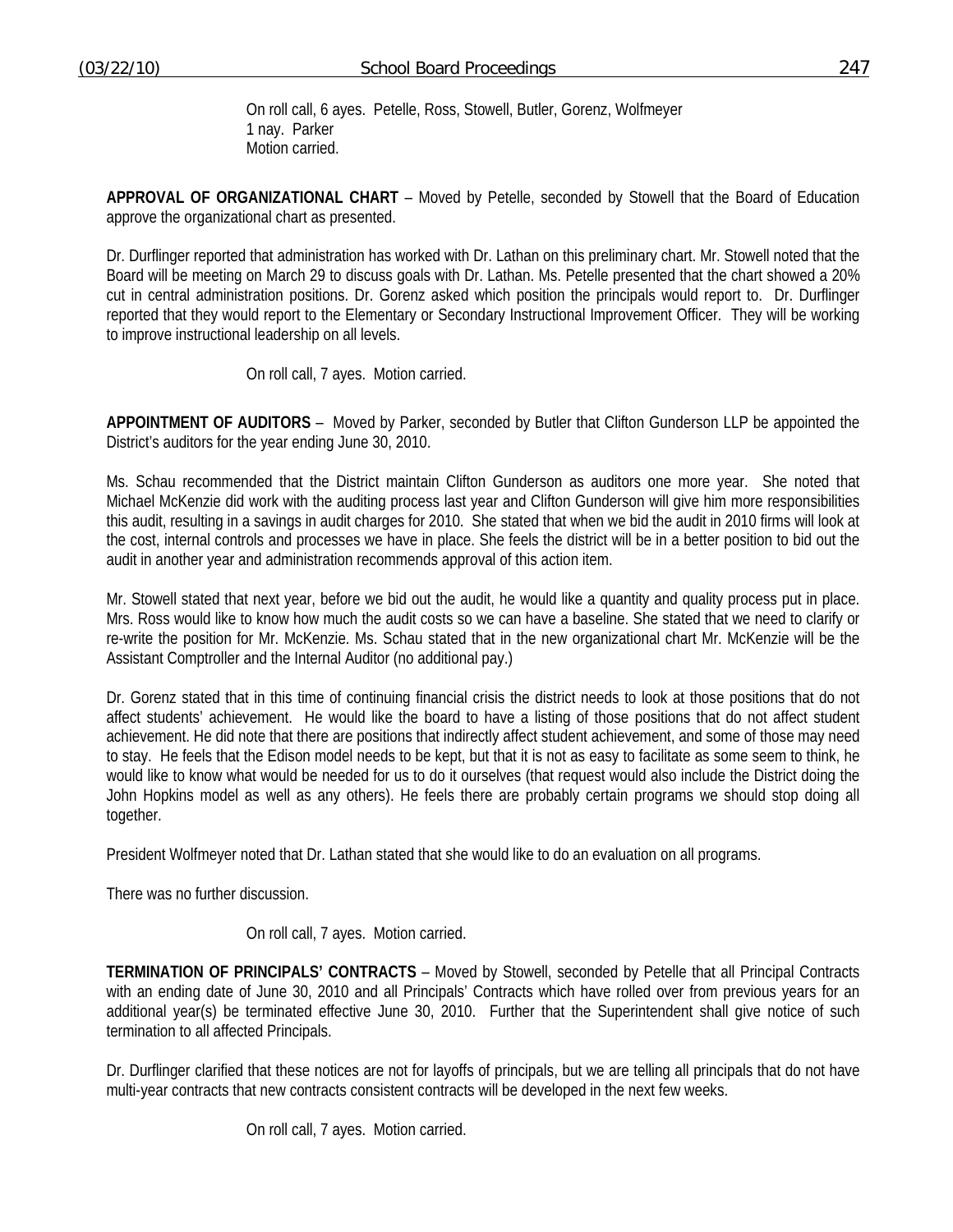On roll call, 6 ayes. Petelle, Ross, Stowell, Butler, Gorenz, Wolfmeyer
1 nay. Parker
Motion carried.

**APPROVAL OF ORGANIZATIONAL CHART** – Moved by Petelle, seconded by Stowell that the Board of Education approve the organizational chart as presented.

Dr. Durflinger reported that administration has worked with Dr. Lathan on this preliminary chart. Mr. Stowell noted that the Board will be meeting on March 29 to discuss goals with Dr. Lathan. Ms. Petelle presented that the chart showed a 20% cut in central administration positions. Dr. Gorenz asked which position the principals would report to. Dr. Durflinger reported that they would report to the Elementary or Secondary Instructional Improvement Officer. They will be working to improve instructional leadership on all levels.

On roll call, 7 ayes. Motion carried.

**APPOINTMENT OF AUDITORS** – Moved by Parker, seconded by Butler that Clifton Gunderson LLP be appointed the District's auditors for the year ending June 30, 2010.

Ms. Schau recommended that the District maintain Clifton Gunderson as auditors one more year. She noted that Michael McKenzie did work with the auditing process last year and Clifton Gunderson will give him more responsibilities this audit, resulting in a savings in audit charges for 2010. She stated that when we bid the audit in 2010 firms will look at the cost, internal controls and processes we have in place. She feels the district will be in a better position to bid out the audit in another year and administration recommends approval of this action item.

Mr. Stowell stated that next year, before we bid out the audit, he would like a quantity and quality process put in place. Mrs. Ross would like to know how much the audit costs so we can have a baseline. She stated that we need to clarify or re-write the position for Mr. McKenzie. Ms. Schau stated that in the new organizational chart Mr. McKenzie will be the Assistant Comptroller and the Internal Auditor (no additional pay.)

Dr. Gorenz stated that in this time of continuing financial crisis the district needs to look at those positions that do not affect students' achievement. He would like the board to have a listing of those positions that do not affect student achievement. He did note that there are positions that indirectly affect student achievement, and some of those may need to stay. He feels that the Edison model needs to be kept, but that it is not as easy to facilitate as some seem to think, he would like to know what would be needed for us to do it ourselves (that request would also include the District doing the John Hopkins model as well as any others). He feels there are probably certain programs we should stop doing all together.

President Wolfmeyer noted that Dr. Lathan stated that she would like to do an evaluation on all programs.

There was no further discussion.

On roll call, 7 ayes. Motion carried.

**TERMINATION OF PRINCIPALS' CONTRACTS** – Moved by Stowell, seconded by Petelle that all Principal Contracts with an ending date of June 30, 2010 and all Principals' Contracts which have rolled over from previous years for an additional year(s) be terminated effective June 30, 2010. Further that the Superintendent shall give notice of such termination to all affected Principals.

Dr. Durflinger clarified that these notices are not for layoffs of principals, but we are telling all principals that do not have multi-year contracts that new contracts consistent contracts will be developed in the next few weeks.

On roll call, 7 ayes. Motion carried.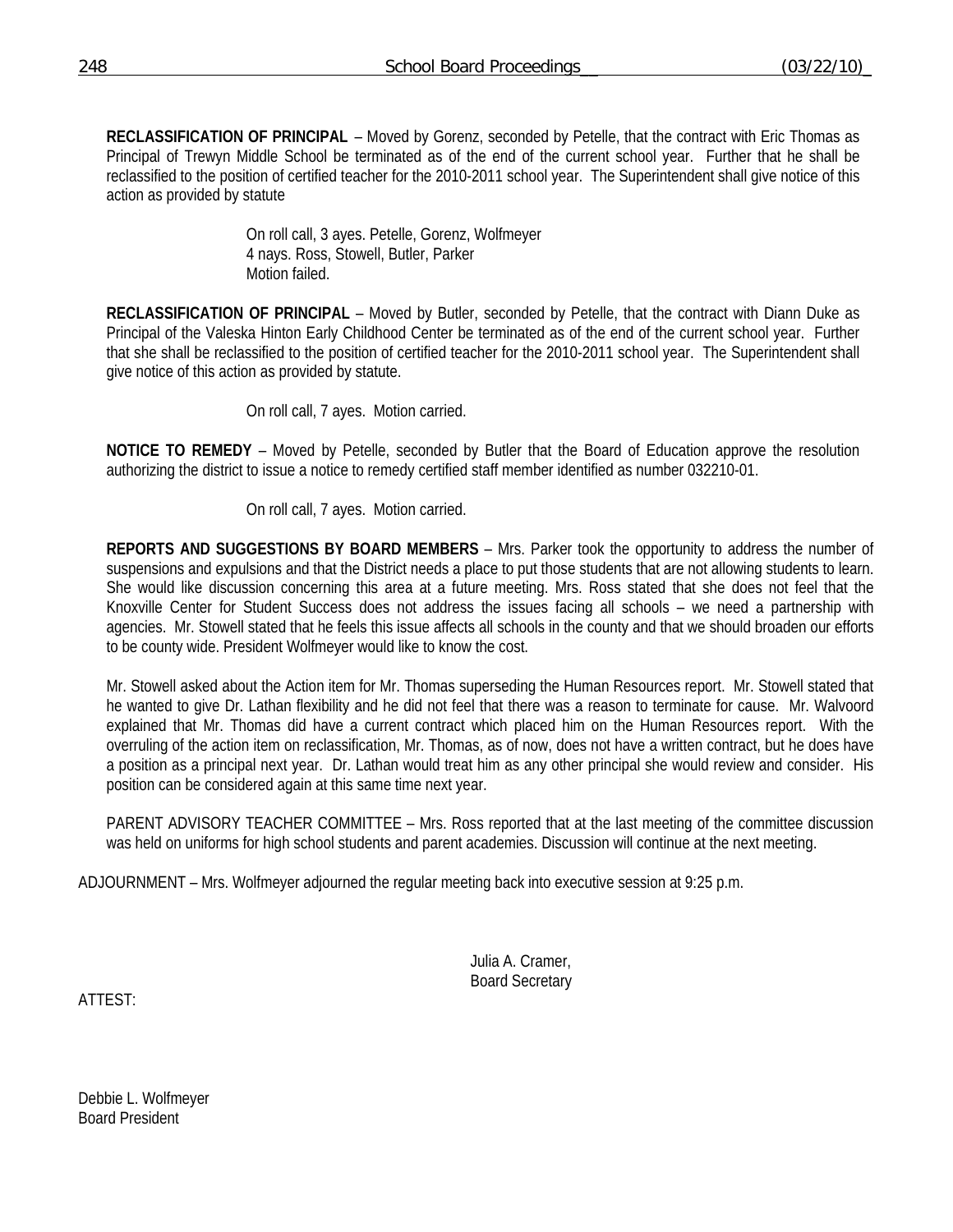**RECLASSIFICATION OF PRINCIPAL** – Moved by Gorenz, seconded by Petelle, that the contract with Eric Thomas as Principal of Trewyn Middle School be terminated as of the end of the current school year. Further that he shall be reclassified to the position of certified teacher for the 2010-2011 school year. The Superintendent shall give notice of this action as provided by statute

On roll call, 3 ayes. Petelle, Gorenz, Wolfmeyer
4 nays. Ross, Stowell, Butler, Parker
Motion failed.

**RECLASSIFICATION OF PRINCIPAL** – Moved by Butler, seconded by Petelle, that the contract with Diann Duke as Principal of the Valeska Hinton Early Childhood Center be terminated as of the end of the current school year. Further that she shall be reclassified to the position of certified teacher for the 2010-2011 school year. The Superintendent shall give notice of this action as provided by statute.

On roll call, 7 ayes. Motion carried.

**NOTICE TO REMEDY** – Moved by Petelle, seconded by Butler that the Board of Education approve the resolution authorizing the district to issue a notice to remedy certified staff member identified as number 032210-01.

On roll call, 7 ayes. Motion carried.

**REPORTS AND SUGGESTIONS BY BOARD MEMBERS** – Mrs. Parker took the opportunity to address the number of suspensions and expulsions and that the District needs a place to put those students that are not allowing students to learn. She would like discussion concerning this area at a future meeting. Mrs. Ross stated that she does not feel that the Knoxville Center for Student Success does not address the issues facing all schools – we need a partnership with agencies. Mr. Stowell stated that he feels this issue affects all schools in the county and that we should broaden our efforts to be county wide. President Wolfmeyer would like to know the cost.

Mr. Stowell asked about the Action item for Mr. Thomas superseding the Human Resources report. Mr. Stowell stated that he wanted to give Dr. Lathan flexibility and he did not feel that there was a reason to terminate for cause. Mr. Walvoord explained that Mr. Thomas did have a current contract which placed him on the Human Resources report. With the overruling of the action item on reclassification, Mr. Thomas, as of now, does not have a written contract, but he does have a position as a principal next year. Dr. Lathan would treat him as any other principal she would review and consider. His position can be considered again at this same time next year.

PARENT ADVISORY TEACHER COMMITTEE – Mrs. Ross reported that at the last meeting of the committee discussion was held on uniforms for high school students and parent academies. Discussion will continue at the next meeting.

ADJOURNMENT – Mrs. Wolfmeyer adjourned the regular meeting back into executive session at 9:25 p.m.

Julia A. Cramer,
Board Secretary

ATTEST:

Debbie L. Wolfmeyer
Board President